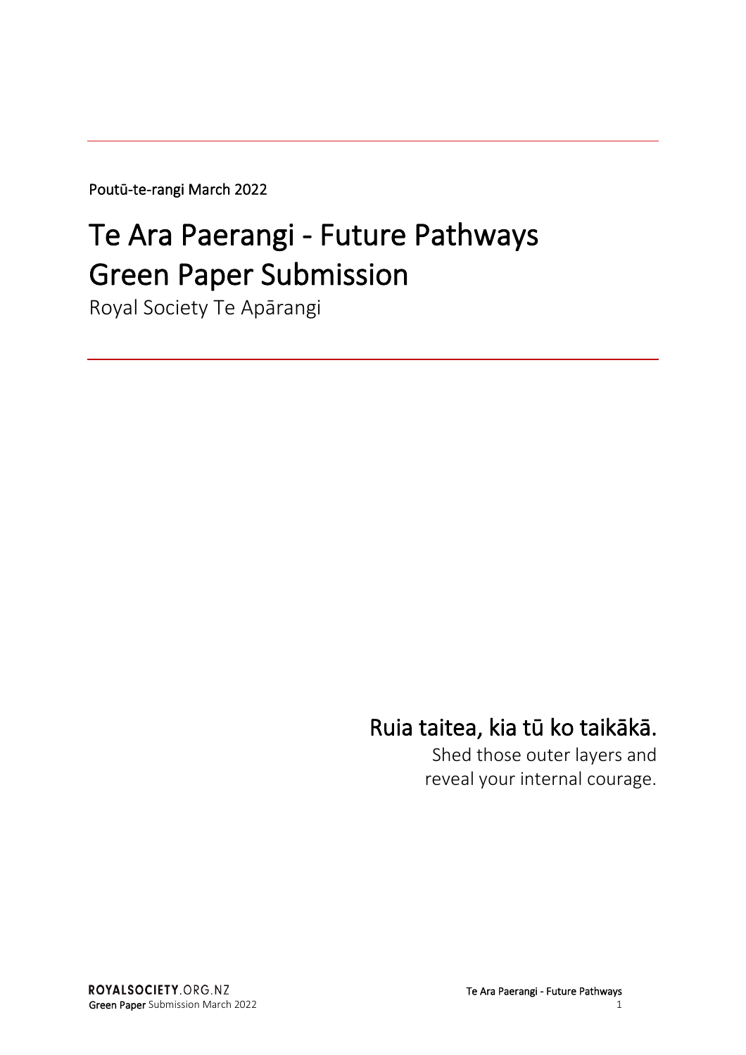Poutū-te-rangi March 2022

# Te Ara Paerangi - Future Pathways Green Paper Submission

Royal Society Te Apārangi

## Ruia taitea, kia tū ko taikākā.

Shed those outer layers and reveal your internal courage.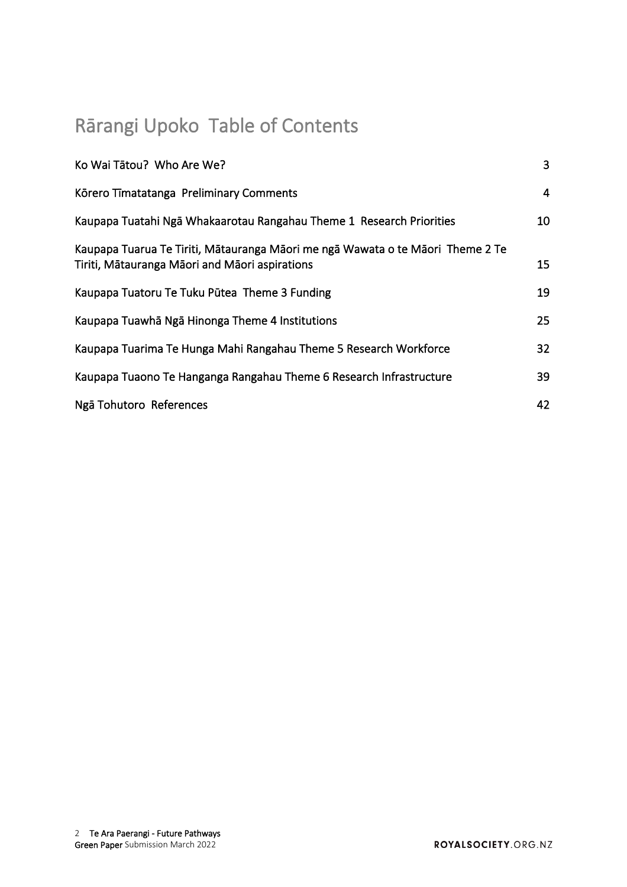# Rārangi Upoko  Table of Contents

| | |
|---|---|
| Ko Wai Tātou?  Who Are We? | 3 |
| Kōrero Tīmatatanga  Preliminary Comments | 4 |
| Kaupapa Tuatahi Ngā Whakaarotau Rangahau Theme 1  Research Priorities | 10 |
| Kaupapa Tuarua Te Tiriti, Mātauranga Māori me ngā Wawata o te Māori  Theme 2 Te Tiriti, Mātauranga Māori and Māori aspirations | 15 |
| Kaupapa Tuatoru Te Tuku Pūtea  Theme 3 Funding | 19 |
| Kaupapa Tuawhā Ngā Hinonga Theme 4 Institutions | 25 |
| Kaupapa Tuarima Te Hunga Mahi Rangahau Theme 5 Research Workforce | 32 |
| Kaupapa Tuaono Te Hanganga Rangahau Theme 6 Research Infrastructure | 39 |
| Ngā Tohutoro  References | 42 |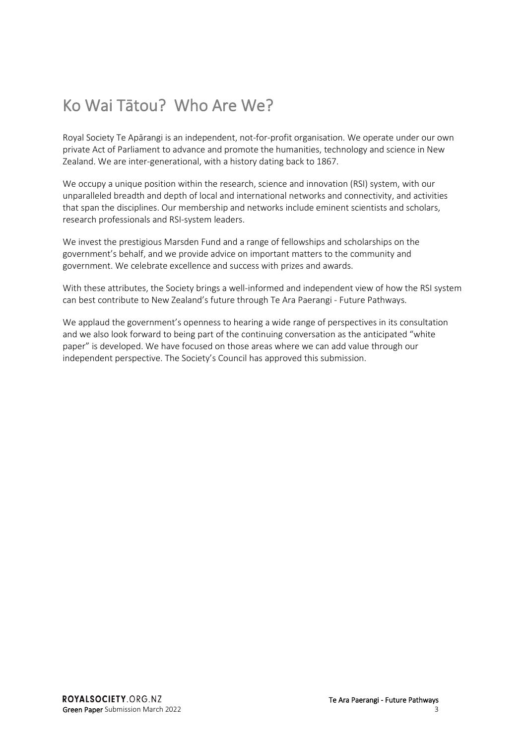# Ko Wai Tātou? Who Are We?

Royal Society Te Apārangi is an independent, not-for-profit organisation. We operate under our own private Act of Parliament to advance and promote the humanities, technology and science in New Zealand. We are inter-generational, with a history dating back to 1867.

We occupy a unique position within the research, science and innovation (RSI) system, with our unparalleled breadth and depth of local and international networks and connectivity, and activities that span the disciplines. Our membership and networks include eminent scientists and scholars, research professionals and RSI-system leaders.

We invest the prestigious Marsden Fund and a range of fellowships and scholarships on the government's behalf, and we provide advice on important matters to the community and government. We celebrate excellence and success with prizes and awards.

With these attributes, the Society brings a well-informed and independent view of how the RSI system can best contribute to New Zealand's future through Te Ara Paerangi - Future Pathways.

We applaud the government's openness to hearing a wide range of perspectives in its consultation and we also look forward to being part of the continuing conversation as the anticipated "white paper" is developed. We have focused on those areas where we can add value through our independent perspective. The Society's Council has approved this submission.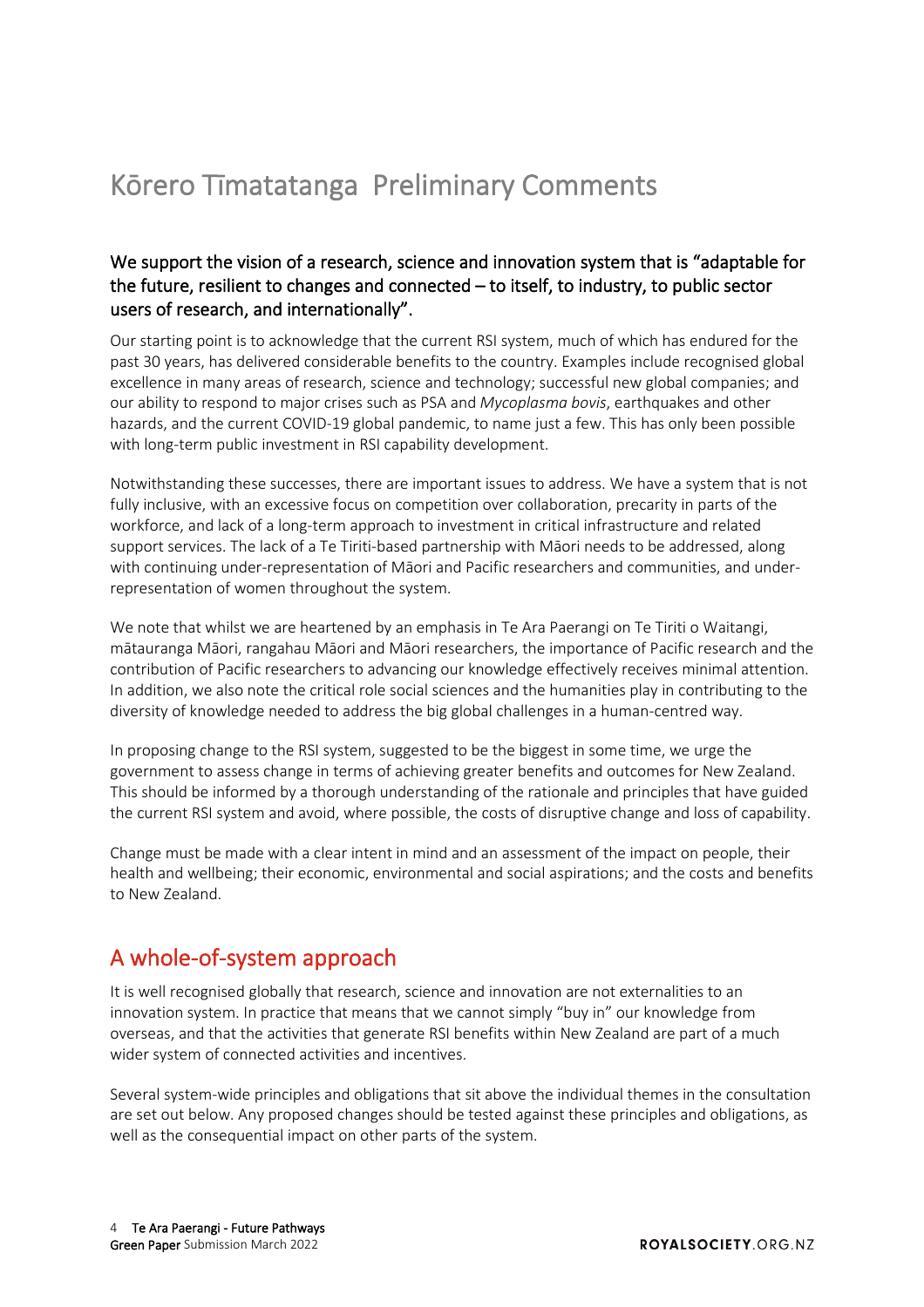# Kōrero Tīmatatanga Preliminary Comments

### We support the vision of a research, science and innovation system that is "adaptable for the future, resilient to changes and connected – to itself, to industry, to public sector users of research, and internationally".

Our starting point is to acknowledge that the current RSI system, much of which has endured for the past 30 years, has delivered considerable benefits to the country. Examples include recognised global excellence in many areas of research, science and technology; successful new global companies; and our ability to respond to major crises such as PSA and *Mycoplasma bovis*, earthquakes and other hazards, and the current COVID-19 global pandemic, to name just a few. This has only been possible with long-term public investment in RSI capability development.

Notwithstanding these successes, there are important issues to address. We have a system that is not fully inclusive, with an excessive focus on competition over collaboration, precarity in parts of the workforce, and lack of a long-term approach to investment in critical infrastructure and related support services. The lack of a Te Tiriti-based partnership with Māori needs to be addressed, along with continuing under-representation of Māori and Pacific researchers and communities, and under-representation of women throughout the system.

We note that whilst we are heartened by an emphasis in Te Ara Paerangi on Te Tiriti o Waitangi, mātauranga Māori, rangahau Māori and Māori researchers, the importance of Pacific research and the contribution of Pacific researchers to advancing our knowledge effectively receives minimal attention. In addition, we also note the critical role social sciences and the humanities play in contributing to the diversity of knowledge needed to address the big global challenges in a human-centred way.

In proposing change to the RSI system, suggested to be the biggest in some time, we urge the government to assess change in terms of achieving greater benefits and outcomes for New Zealand. This should be informed by a thorough understanding of the rationale and principles that have guided the current RSI system and avoid, where possible, the costs of disruptive change and loss of capability.

Change must be made with a clear intent in mind and an assessment of the impact on people, their health and wellbeing; their economic, environmental and social aspirations; and the costs and benefits to New Zealand.

## A whole-of-system approach

It is well recognised globally that research, science and innovation are not externalities to an innovation system. In practice that means that we cannot simply "buy in" our knowledge from overseas, and that the activities that generate RSI benefits within New Zealand are part of a much wider system of connected activities and incentives.

Several system-wide principles and obligations that sit above the individual themes in the consultation are set out below. Any proposed changes should be tested against these principles and obligations, as well as the consequential impact on other parts of the system.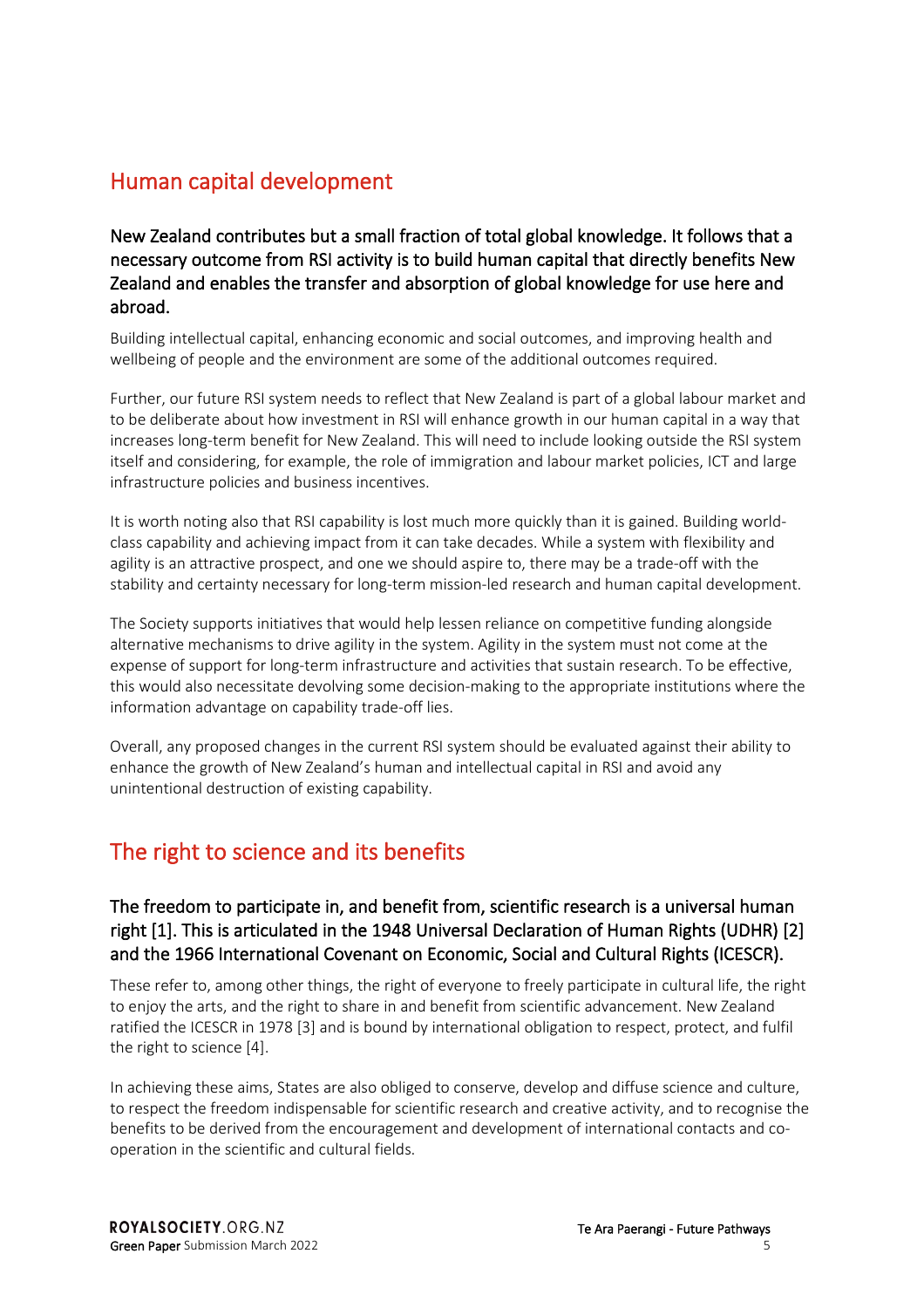## Human capital development

### New Zealand contributes but a small fraction of total global knowledge. It follows that a necessary outcome from RSI activity is to build human capital that directly benefits New Zealand and enables the transfer and absorption of global knowledge for use here and abroad.

Building intellectual capital, enhancing economic and social outcomes, and improving health and wellbeing of people and the environment are some of the additional outcomes required.

Further, our future RSI system needs to reflect that New Zealand is part of a global labour market and to be deliberate about how investment in RSI will enhance growth in our human capital in a way that increases long-term benefit for New Zealand. This will need to include looking outside the RSI system itself and considering, for example, the role of immigration and labour market policies, ICT and large infrastructure policies and business incentives.

It is worth noting also that RSI capability is lost much more quickly than it is gained. Building world-class capability and achieving impact from it can take decades. While a system with flexibility and agility is an attractive prospect, and one we should aspire to, there may be a trade-off with the stability and certainty necessary for long-term mission-led research and human capital development.

The Society supports initiatives that would help lessen reliance on competitive funding alongside alternative mechanisms to drive agility in the system. Agility in the system must not come at the expense of support for long-term infrastructure and activities that sustain research. To be effective, this would also necessitate devolving some decision-making to the appropriate institutions where the information advantage on capability trade-off lies.

Overall, any proposed changes in the current RSI system should be evaluated against their ability to enhance the growth of New Zealand's human and intellectual capital in RSI and avoid any unintentional destruction of existing capability.

## The right to science and its benefits

### The freedom to participate in, and benefit from, scientific research is a universal human right [1]. This is articulated in the 1948 Universal Declaration of Human Rights (UDHR) [2] and the 1966 International Covenant on Economic, Social and Cultural Rights (ICESCR).

These refer to, among other things, the right of everyone to freely participate in cultural life, the right to enjoy the arts, and the right to share in and benefit from scientific advancement. New Zealand ratified the ICESCR in 1978 [3] and is bound by international obligation to respect, protect, and fulfil the right to science [4].

In achieving these aims, States are also obliged to conserve, develop and diffuse science and culture, to respect the freedom indispensable for scientific research and creative activity, and to recognise the benefits to be derived from the encouragement and development of international contacts and co-operation in the scientific and cultural fields.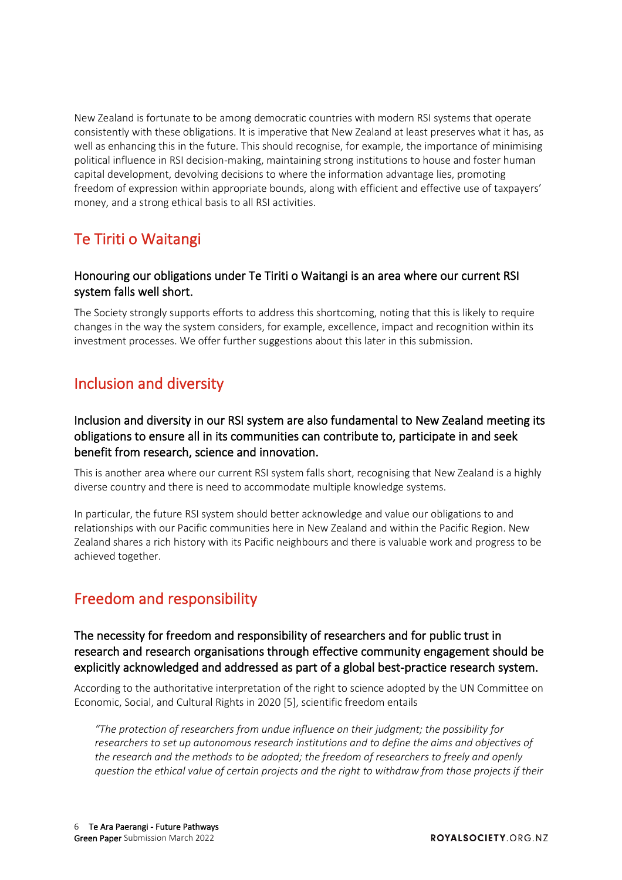New Zealand is fortunate to be among democratic countries with modern RSI systems that operate consistently with these obligations. It is imperative that New Zealand at least preserves what it has, as well as enhancing this in the future. This should recognise, for example, the importance of minimising political influence in RSI decision-making, maintaining strong institutions to house and foster human capital development, devolving decisions to where the information advantage lies, promoting freedom of expression within appropriate bounds, along with efficient and effective use of taxpayers' money, and a strong ethical basis to all RSI activities.

## Te Tiriti o Waitangi

### Honouring our obligations under Te Tiriti o Waitangi is an area where our current RSI system falls well short.

The Society strongly supports efforts to address this shortcoming, noting that this is likely to require changes in the way the system considers, for example, excellence, impact and recognition within its investment processes. We offer further suggestions about this later in this submission.

## Inclusion and diversity

### Inclusion and diversity in our RSI system are also fundamental to New Zealand meeting its obligations to ensure all in its communities can contribute to, participate in and seek benefit from research, science and innovation.

This is another area where our current RSI system falls short, recognising that New Zealand is a highly diverse country and there is need to accommodate multiple knowledge systems.

In particular, the future RSI system should better acknowledge and value our obligations to and relationships with our Pacific communities here in New Zealand and within the Pacific Region. New Zealand shares a rich history with its Pacific neighbours and there is valuable work and progress to be achieved together.

## Freedom and responsibility

### The necessity for freedom and responsibility of researchers and for public trust in research and research organisations through effective community engagement should be explicitly acknowledged and addressed as part of a global best-practice research system.

According to the authoritative interpretation of the right to science adopted by the UN Committee on Economic, Social, and Cultural Rights in 2020 [5], scientific freedom entails

> *"The protection of researchers from undue influence on their judgment; the possibility for researchers to set up autonomous research institutions and to define the aims and objectives of the research and the methods to be adopted; the freedom of researchers to freely and openly question the ethical value of certain projects and the right to withdraw from those projects if their*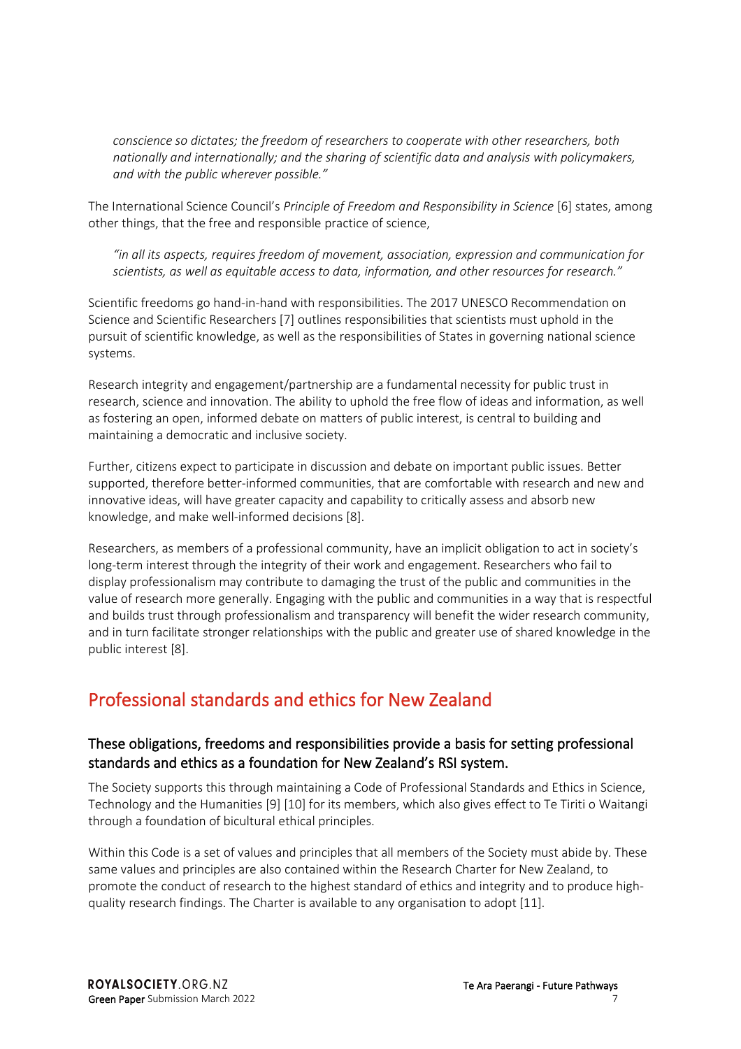*conscience so dictates; the freedom of researchers to cooperate with other researchers, both nationally and internationally; and the sharing of scientific data and analysis with policymakers, and with the public wherever possible."*

The International Science Council's *Principle of Freedom and Responsibility in Science* [6] states, among other things, that the free and responsible practice of science,

*"in all its aspects, requires freedom of movement, association, expression and communication for scientists, as well as equitable access to data, information, and other resources for research."*

Scientific freedoms go hand-in-hand with responsibilities. The 2017 UNESCO Recommendation on Science and Scientific Researchers [7] outlines responsibilities that scientists must uphold in the pursuit of scientific knowledge, as well as the responsibilities of States in governing national science systems.

Research integrity and engagement/partnership are a fundamental necessity for public trust in research, science and innovation. The ability to uphold the free flow of ideas and information, as well as fostering an open, informed debate on matters of public interest, is central to building and maintaining a democratic and inclusive society.

Further, citizens expect to participate in discussion and debate on important public issues. Better supported, therefore better-informed communities, that are comfortable with research and new and innovative ideas, will have greater capacity and capability to critically assess and absorb new knowledge, and make well-informed decisions [8].

Researchers, as members of a professional community, have an implicit obligation to act in society's long-term interest through the integrity of their work and engagement. Researchers who fail to display professionalism may contribute to damaging the trust of the public and communities in the value of research more generally. Engaging with the public and communities in a way that is respectful and builds trust through professionalism and transparency will benefit the wider research community, and in turn facilitate stronger relationships with the public and greater use of shared knowledge in the public interest [8].

## Professional standards and ethics for New Zealand

### These obligations, freedoms and responsibilities provide a basis for setting professional standards and ethics as a foundation for New Zealand's RSI system.

The Society supports this through maintaining a Code of Professional Standards and Ethics in Science, Technology and the Humanities [9] [10] for its members, which also gives effect to Te Tiriti o Waitangi through a foundation of bicultural ethical principles.

Within this Code is a set of values and principles that all members of the Society must abide by. These same values and principles are also contained within the Research Charter for New Zealand, to promote the conduct of research to the highest standard of ethics and integrity and to produce high-quality research findings. The Charter is available to any organisation to adopt [11].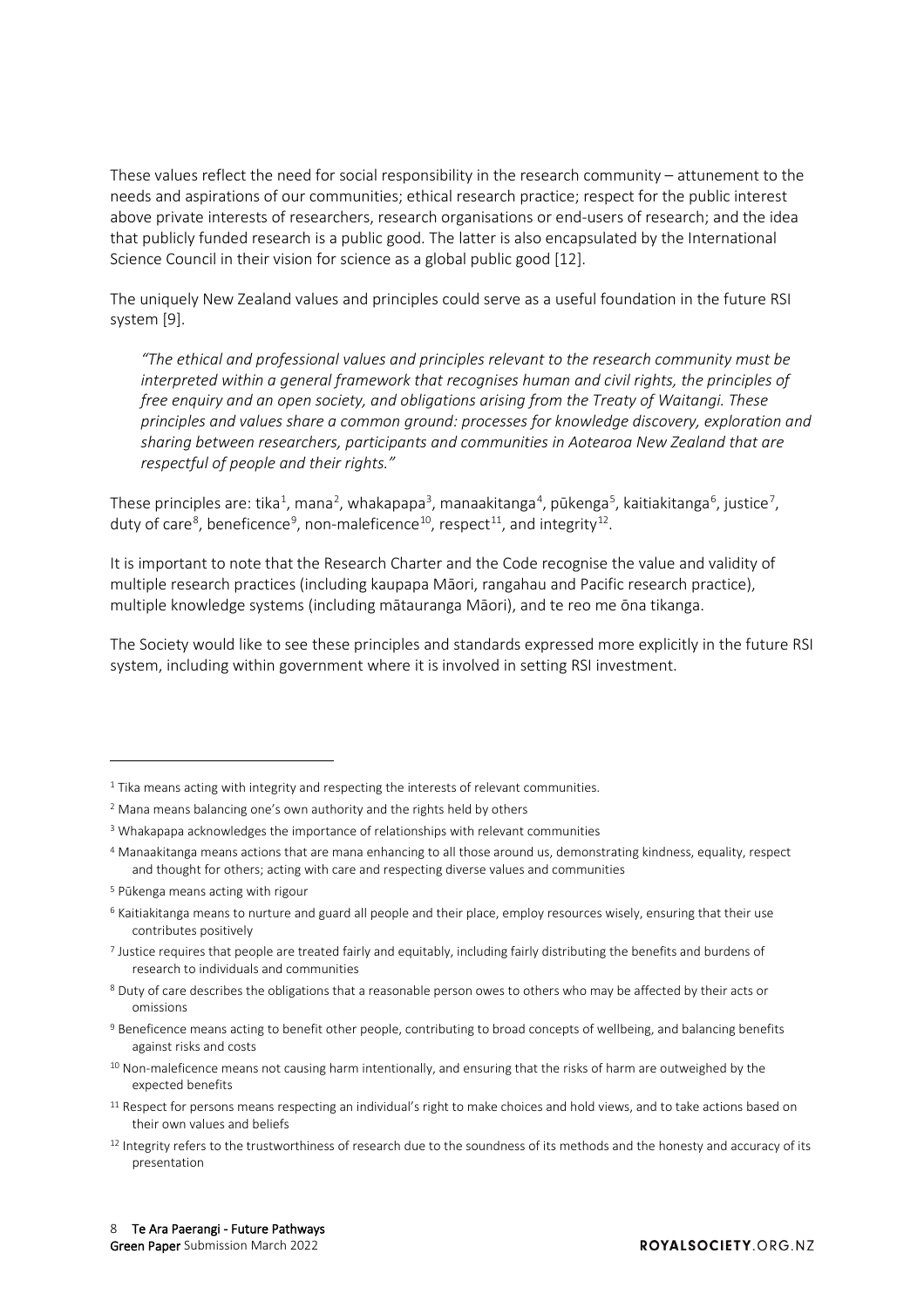These values reflect the need for social responsibility in the research community – attunement to the needs and aspirations of our communities; ethical research practice; respect for the public interest above private interests of researchers, research organisations or end-users of research; and the idea that publicly funded research is a public good. The latter is also encapsulated by the International Science Council in their vision for science as a global public good [12].

The uniquely New Zealand values and principles could serve as a useful foundation in the future RSI system [9].

> *"The ethical and professional values and principles relevant to the research community must be interpreted within a general framework that recognises human and civil rights, the principles of free enquiry and an open society, and obligations arising from the Treaty of Waitangi. These principles and values share a common ground: processes for knowledge discovery, exploration and sharing between researchers, participants and communities in Aotearoa New Zealand that are respectful of people and their rights."*

These principles are: tika[1], mana[2], whakapapa[3], manaakitanga[4], pūkenga[5], kaitiakitanga[6], justice[7], duty of care[8], beneficence[9], non-maleficence[10], respect[11], and integrity[12].

It is important to note that the Research Charter and the Code recognise the value and validity of multiple research practices (including kaupapa Māori, rangahau and Pacific research practice), multiple knowledge systems (including mātauranga Māori), and te reo me ōna tikanga.

The Society would like to see these principles and standards expressed more explicitly in the future RSI system, including within government where it is involved in setting RSI investment.

---

[1] Tika means acting with integrity and respecting the interests of relevant communities.

[2] Mana means balancing one's own authority and the rights held by others

[3] Whakapapa acknowledges the importance of relationships with relevant communities

[4] Manaakitanga means actions that are mana enhancing to all those around us, demonstrating kindness, equality, respect and thought for others; acting with care and respecting diverse values and communities

[5] Pūkenga means acting with rigour

[6] Kaitiakitanga means to nurture and guard all people and their place, employ resources wisely, ensuring that their use contributes positively

[7] Justice requires that people are treated fairly and equitably, including fairly distributing the benefits and burdens of research to individuals and communities

[8] Duty of care describes the obligations that a reasonable person owes to others who may be affected by their acts or omissions

[9] Beneficence means acting to benefit other people, contributing to broad concepts of wellbeing, and balancing benefits against risks and costs

[10] Non-maleficence means not causing harm intentionally, and ensuring that the risks of harm are outweighed by the expected benefits

[11] Respect for persons means respecting an individual's right to make choices and hold views, and to take actions based on their own values and beliefs

[12] Integrity refers to the trustworthiness of research due to the soundness of its methods and the honesty and accuracy of its presentation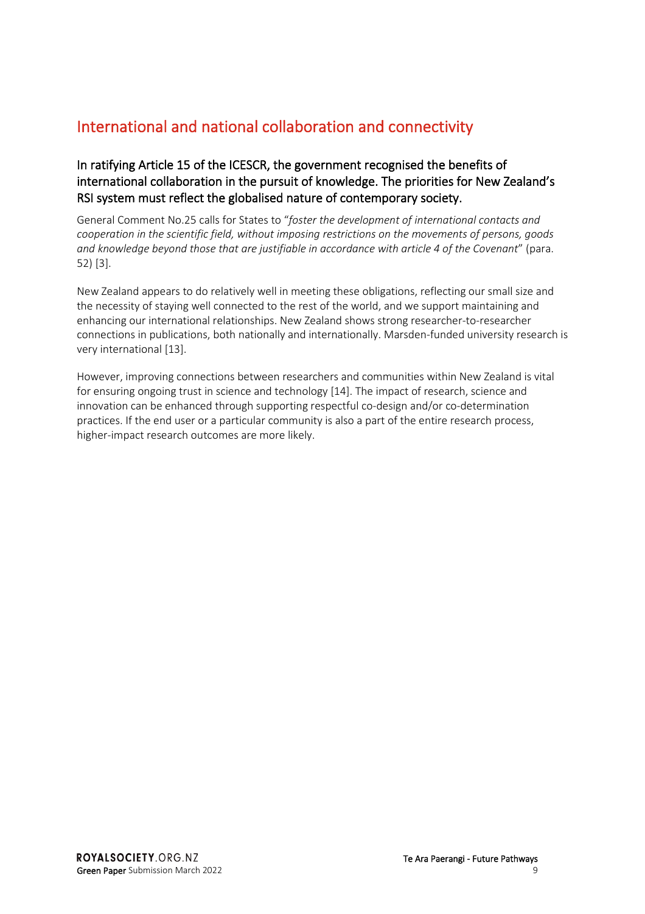## International and national collaboration and connectivity

### In ratifying Article 15 of the ICESCR, the government recognised the benefits of international collaboration in the pursuit of knowledge. The priorities for New Zealand's RSI system must reflect the globalised nature of contemporary society.

General Comment No.25 calls for States to "*foster the development of international contacts and cooperation in the scientific field, without imposing restrictions on the movements of persons, goods and knowledge beyond those that are justifiable in accordance with article 4 of the Covenant*" (para. 52) [3].

New Zealand appears to do relatively well in meeting these obligations, reflecting our small size and the necessity of staying well connected to the rest of the world, and we support maintaining and enhancing our international relationships. New Zealand shows strong researcher-to-researcher connections in publications, both nationally and internationally. Marsden-funded university research is very international [13].

However, improving connections between researchers and communities within New Zealand is vital for ensuring ongoing trust in science and technology [14]. The impact of research, science and innovation can be enhanced through supporting respectful co-design and/or co-determination practices. If the end user or a particular community is also a part of the entire research process, higher-impact research outcomes are more likely.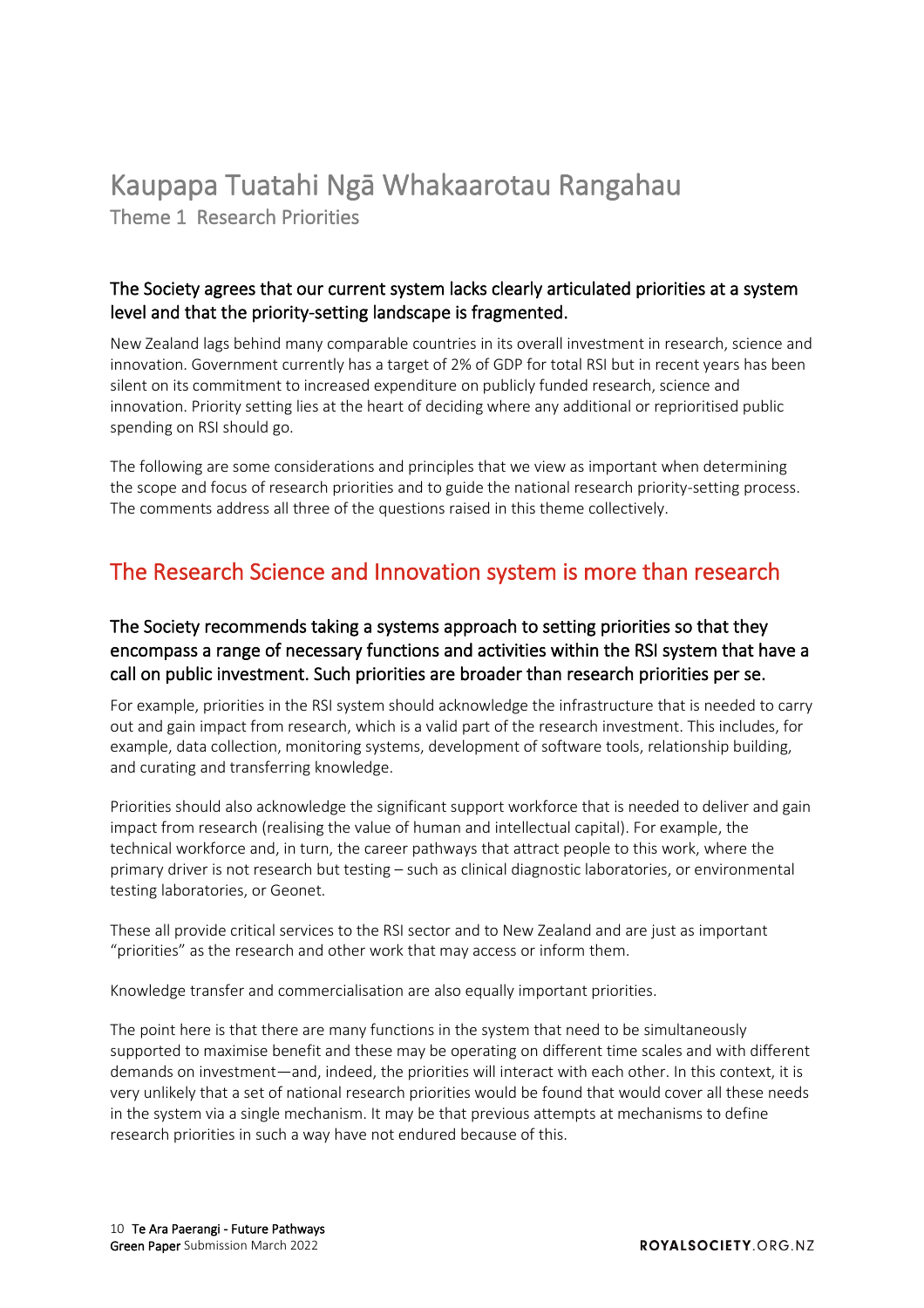# Kaupapa Tuatahi Ngā Whakaarotau Rangahau

Theme 1 Research Priorities

### The Society agrees that our current system lacks clearly articulated priorities at a system level and that the priority-setting landscape is fragmented.

New Zealand lags behind many comparable countries in its overall investment in research, science and innovation. Government currently has a target of 2% of GDP for total RSI but in recent years has been silent on its commitment to increased expenditure on publicly funded research, science and innovation. Priority setting lies at the heart of deciding where any additional or reprioritised public spending on RSI should go.

The following are some considerations and principles that we view as important when determining the scope and focus of research priorities and to guide the national research priority-setting process. The comments address all three of the questions raised in this theme collectively.

## The Research Science and Innovation system is more than research

### The Society recommends taking a systems approach to setting priorities so that they encompass a range of necessary functions and activities within the RSI system that have a call on public investment. Such priorities are broader than research priorities per se.

For example, priorities in the RSI system should acknowledge the infrastructure that is needed to carry out and gain impact from research, which is a valid part of the research investment. This includes, for example, data collection, monitoring systems, development of software tools, relationship building, and curating and transferring knowledge.

Priorities should also acknowledge the significant support workforce that is needed to deliver and gain impact from research (realising the value of human and intellectual capital). For example, the technical workforce and, in turn, the career pathways that attract people to this work, where the primary driver is not research but testing – such as clinical diagnostic laboratories, or environmental testing laboratories, or Geonet.

These all provide critical services to the RSI sector and to New Zealand and are just as important "priorities" as the research and other work that may access or inform them.

Knowledge transfer and commercialisation are also equally important priorities.

The point here is that there are many functions in the system that need to be simultaneously supported to maximise benefit and these may be operating on different time scales and with different demands on investment—and, indeed, the priorities will interact with each other. In this context, it is very unlikely that a set of national research priorities would be found that would cover all these needs in the system via a single mechanism. It may be that previous attempts at mechanisms to define research priorities in such a way have not endured because of this.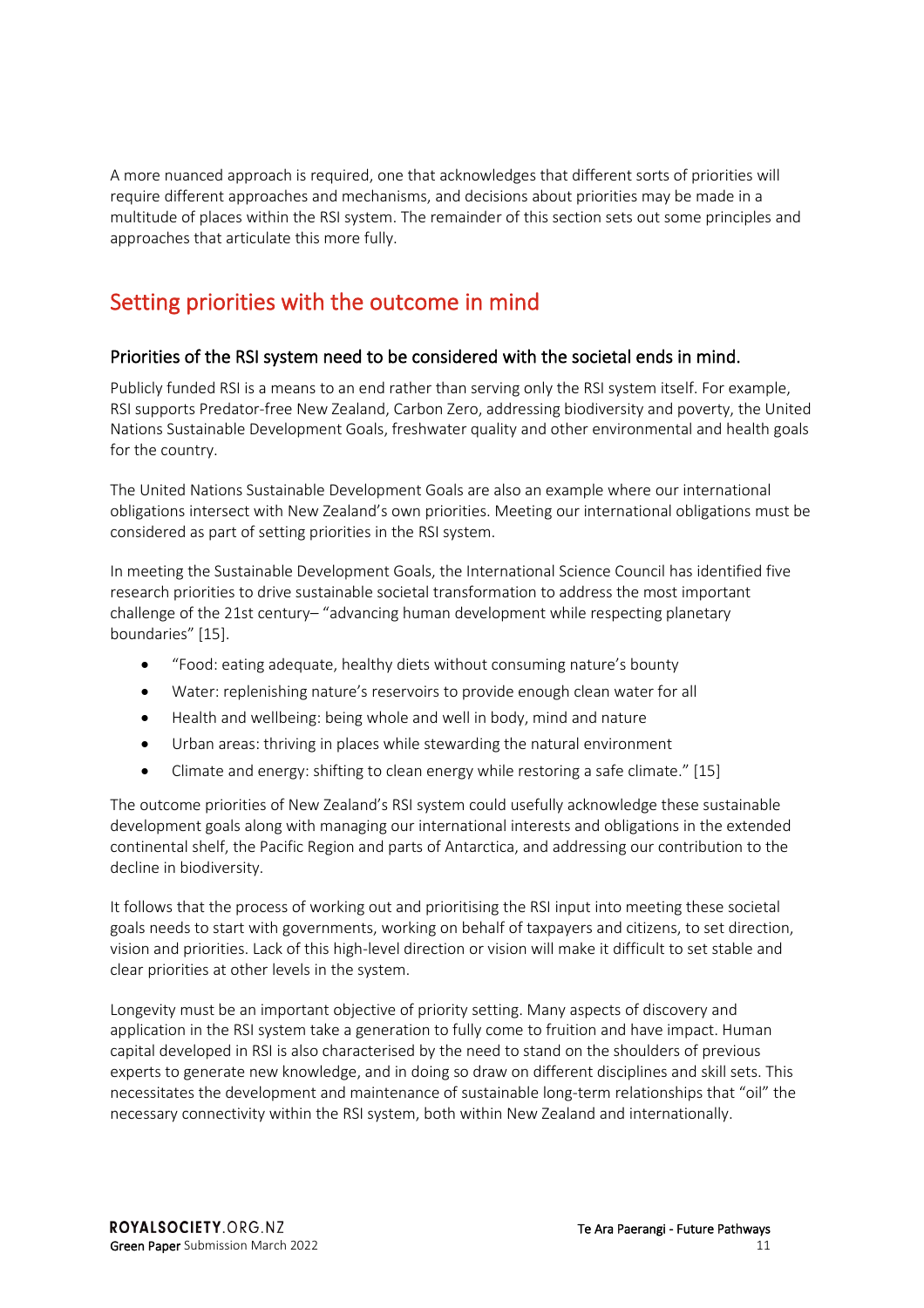A more nuanced approach is required, one that acknowledges that different sorts of priorities will require different approaches and mechanisms, and decisions about priorities may be made in a multitude of places within the RSI system. The remainder of this section sets out some principles and approaches that articulate this more fully.

## Setting priorities with the outcome in mind

### Priorities of the RSI system need to be considered with the societal ends in mind.

Publicly funded RSI is a means to an end rather than serving only the RSI system itself. For example, RSI supports Predator-free New Zealand, Carbon Zero, addressing biodiversity and poverty, the United Nations Sustainable Development Goals, freshwater quality and other environmental and health goals for the country.

The United Nations Sustainable Development Goals are also an example where our international obligations intersect with New Zealand's own priorities. Meeting our international obligations must be considered as part of setting priorities in the RSI system.

In meeting the Sustainable Development Goals, the International Science Council has identified five research priorities to drive sustainable societal transformation to address the most important challenge of the 21st century– "advancing human development while respecting planetary boundaries" [15].

- "Food: eating adequate, healthy diets without consuming nature's bounty
- Water: replenishing nature's reservoirs to provide enough clean water for all
- Health and wellbeing: being whole and well in body, mind and nature
- Urban areas: thriving in places while stewarding the natural environment
- Climate and energy: shifting to clean energy while restoring a safe climate." [15]

The outcome priorities of New Zealand's RSI system could usefully acknowledge these sustainable development goals along with managing our international interests and obligations in the extended continental shelf, the Pacific Region and parts of Antarctica, and addressing our contribution to the decline in biodiversity.

It follows that the process of working out and prioritising the RSI input into meeting these societal goals needs to start with governments, working on behalf of taxpayers and citizens, to set direction, vision and priorities. Lack of this high-level direction or vision will make it difficult to set stable and clear priorities at other levels in the system.

Longevity must be an important objective of priority setting. Many aspects of discovery and application in the RSI system take a generation to fully come to fruition and have impact. Human capital developed in RSI is also characterised by the need to stand on the shoulders of previous experts to generate new knowledge, and in doing so draw on different disciplines and skill sets. This necessitates the development and maintenance of sustainable long-term relationships that "oil" the necessary connectivity within the RSI system, both within New Zealand and internationally.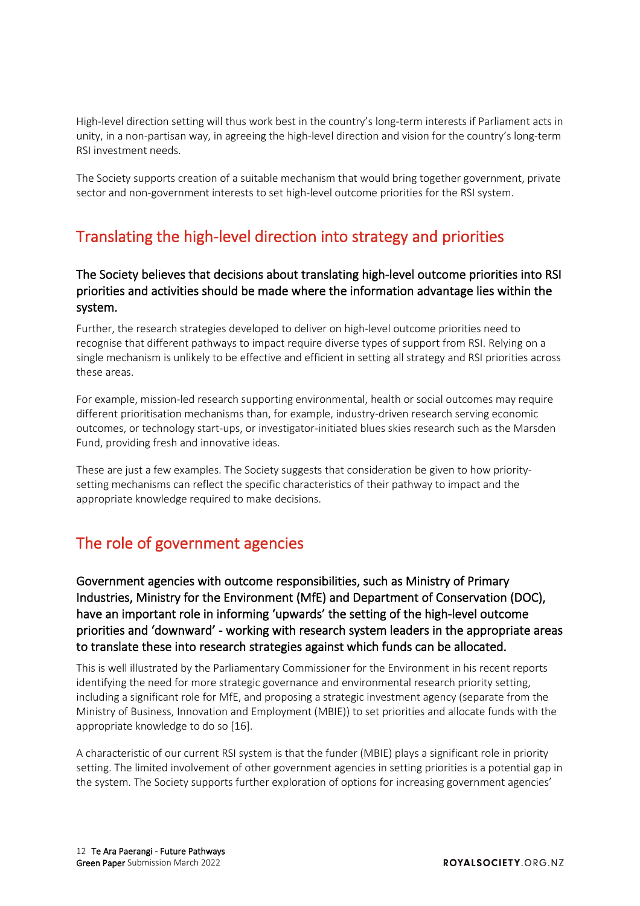High-level direction setting will thus work best in the country's long-term interests if Parliament acts in unity, in a non-partisan way, in agreeing the high-level direction and vision for the country's long-term RSI investment needs.

The Society supports creation of a suitable mechanism that would bring together government, private sector and non-government interests to set high-level outcome priorities for the RSI system.

## Translating the high-level direction into strategy and priorities

### The Society believes that decisions about translating high-level outcome priorities into RSI priorities and activities should be made where the information advantage lies within the system.

Further, the research strategies developed to deliver on high-level outcome priorities need to recognise that different pathways to impact require diverse types of support from RSI. Relying on a single mechanism is unlikely to be effective and efficient in setting all strategy and RSI priorities across these areas.

For example, mission-led research supporting environmental, health or social outcomes may require different prioritisation mechanisms than, for example, industry-driven research serving economic outcomes, or technology start-ups, or investigator-initiated blues skies research such as the Marsden Fund, providing fresh and innovative ideas.

These are just a few examples. The Society suggests that consideration be given to how priority-setting mechanisms can reflect the specific characteristics of their pathway to impact and the appropriate knowledge required to make decisions.

## The role of government agencies

### Government agencies with outcome responsibilities, such as Ministry of Primary Industries, Ministry for the Environment (MfE) and Department of Conservation (DOC), have an important role in informing 'upwards' the setting of the high-level outcome priorities and 'downward' - working with research system leaders in the appropriate areas to translate these into research strategies against which funds can be allocated.

This is well illustrated by the Parliamentary Commissioner for the Environment in his recent reports identifying the need for more strategic governance and environmental research priority setting, including a significant role for MfE, and proposing a strategic investment agency (separate from the Ministry of Business, Innovation and Employment (MBIE)) to set priorities and allocate funds with the appropriate knowledge to do so [16].

A characteristic of our current RSI system is that the funder (MBIE) plays a significant role in priority setting. The limited involvement of other government agencies in setting priorities is a potential gap in the system. The Society supports further exploration of options for increasing government agencies'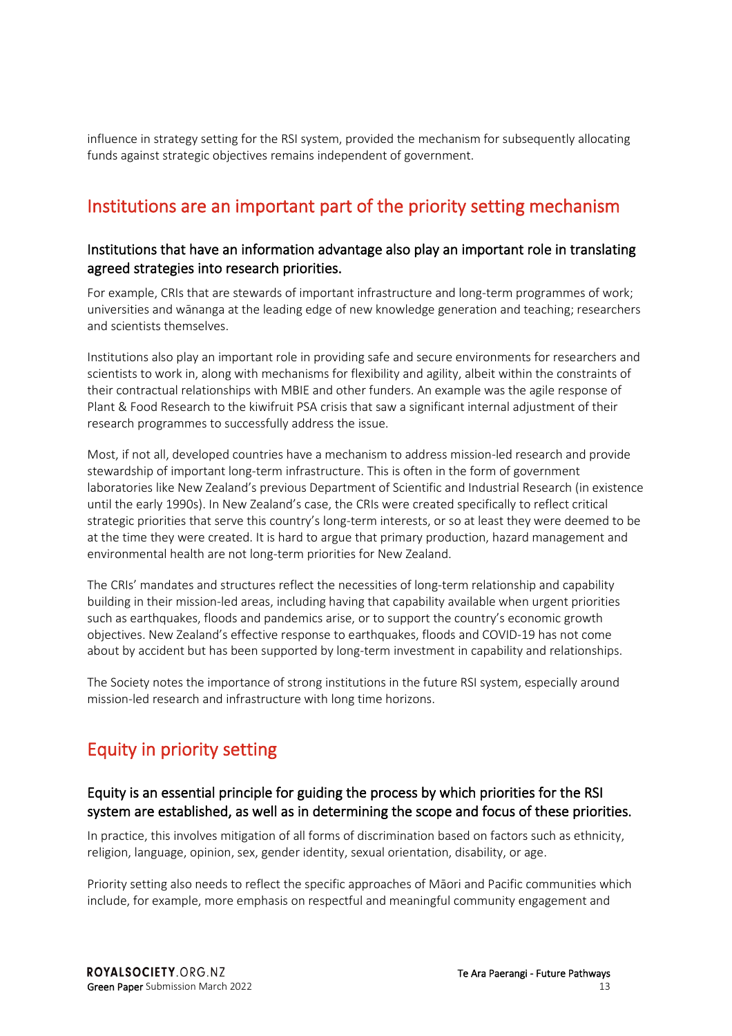influence in strategy setting for the RSI system, provided the mechanism for subsequently allocating funds against strategic objectives remains independent of government.

## Institutions are an important part of the priority setting mechanism

### Institutions that have an information advantage also play an important role in translating agreed strategies into research priorities.

For example, CRIs that are stewards of important infrastructure and long-term programmes of work; universities and wānanga at the leading edge of new knowledge generation and teaching; researchers and scientists themselves.

Institutions also play an important role in providing safe and secure environments for researchers and scientists to work in, along with mechanisms for flexibility and agility, albeit within the constraints of their contractual relationships with MBIE and other funders. An example was the agile response of Plant & Food Research to the kiwifruit PSA crisis that saw a significant internal adjustment of their research programmes to successfully address the issue.

Most, if not all, developed countries have a mechanism to address mission-led research and provide stewardship of important long-term infrastructure. This is often in the form of government laboratories like New Zealand's previous Department of Scientific and Industrial Research (in existence until the early 1990s). In New Zealand's case, the CRIs were created specifically to reflect critical strategic priorities that serve this country's long-term interests, or so at least they were deemed to be at the time they were created. It is hard to argue that primary production, hazard management and environmental health are not long-term priorities for New Zealand.

The CRIs' mandates and structures reflect the necessities of long-term relationship and capability building in their mission-led areas, including having that capability available when urgent priorities such as earthquakes, floods and pandemics arise, or to support the country's economic growth objectives. New Zealand's effective response to earthquakes, floods and COVID-19 has not come about by accident but has been supported by long-term investment in capability and relationships.

The Society notes the importance of strong institutions in the future RSI system, especially around mission-led research and infrastructure with long time horizons.

## Equity in priority setting

### Equity is an essential principle for guiding the process by which priorities for the RSI system are established, as well as in determining the scope and focus of these priorities.

In practice, this involves mitigation of all forms of discrimination based on factors such as ethnicity, religion, language, opinion, sex, gender identity, sexual orientation, disability, or age.

Priority setting also needs to reflect the specific approaches of Māori and Pacific communities which include, for example, more emphasis on respectful and meaningful community engagement and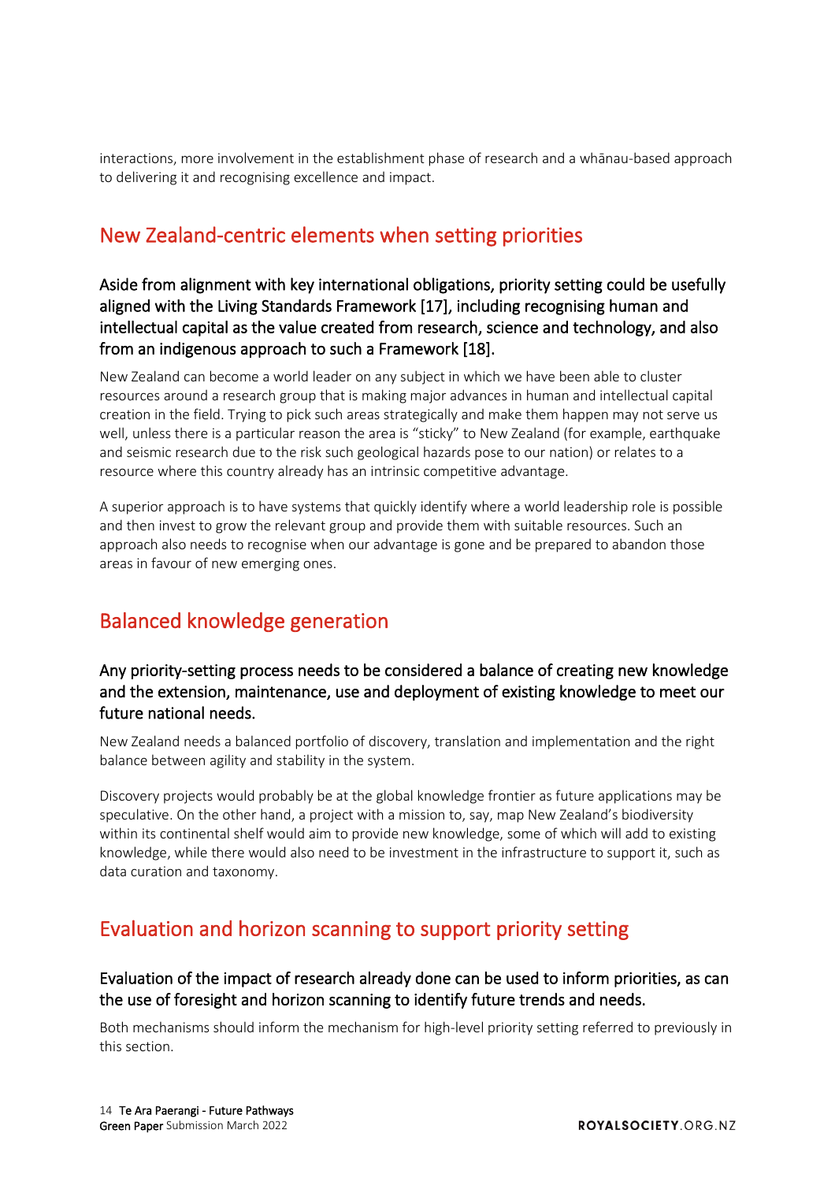interactions, more involvement in the establishment phase of research and a whānau-based approach to delivering it and recognising excellence and impact.

## New Zealand-centric elements when setting priorities

### Aside from alignment with key international obligations, priority setting could be usefully aligned with the Living Standards Framework [17], including recognising human and intellectual capital as the value created from research, science and technology, and also from an indigenous approach to such a Framework [18].

New Zealand can become a world leader on any subject in which we have been able to cluster resources around a research group that is making major advances in human and intellectual capital creation in the field. Trying to pick such areas strategically and make them happen may not serve us well, unless there is a particular reason the area is "sticky" to New Zealand (for example, earthquake and seismic research due to the risk such geological hazards pose to our nation) or relates to a resource where this country already has an intrinsic competitive advantage.

A superior approach is to have systems that quickly identify where a world leadership role is possible and then invest to grow the relevant group and provide them with suitable resources. Such an approach also needs to recognise when our advantage is gone and be prepared to abandon those areas in favour of new emerging ones.

## Balanced knowledge generation

### Any priority-setting process needs to be considered a balance of creating new knowledge and the extension, maintenance, use and deployment of existing knowledge to meet our future national needs.

New Zealand needs a balanced portfolio of discovery, translation and implementation and the right balance between agility and stability in the system.

Discovery projects would probably be at the global knowledge frontier as future applications may be speculative. On the other hand, a project with a mission to, say, map New Zealand's biodiversity within its continental shelf would aim to provide new knowledge, some of which will add to existing knowledge, while there would also need to be investment in the infrastructure to support it, such as data curation and taxonomy.

## Evaluation and horizon scanning to support priority setting

### Evaluation of the impact of research already done can be used to inform priorities, as can the use of foresight and horizon scanning to identify future trends and needs.

Both mechanisms should inform the mechanism for high-level priority setting referred to previously in this section.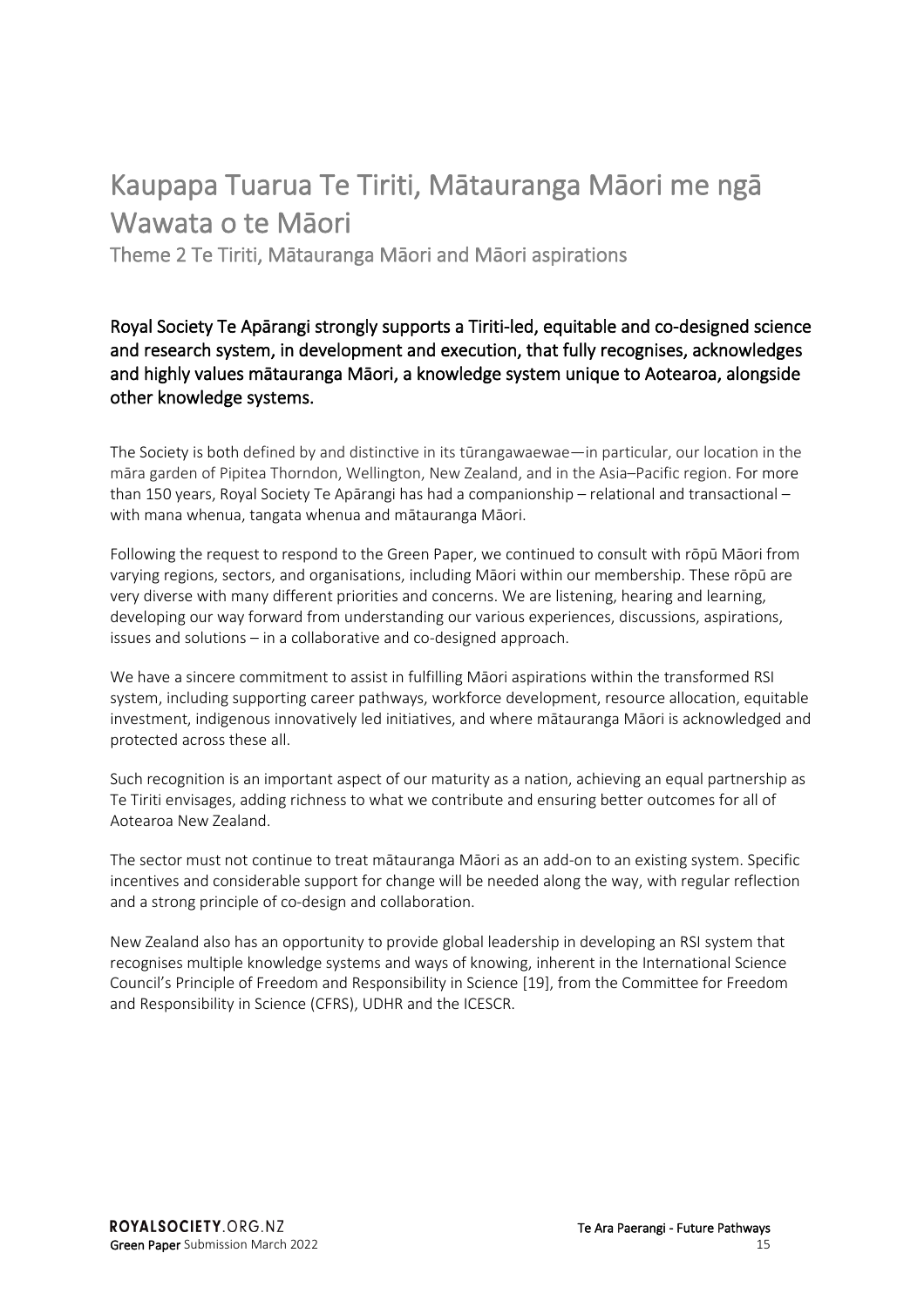# Kaupapa Tuarua Te Tiriti, Mātauranga Māori me ngā Wawata o te Māori

## Theme 2 Te Tiriti, Mātauranga Māori and Māori aspirations

### Royal Society Te Apārangi strongly supports a Tiriti-led, equitable and co-designed science and research system, in development and execution, that fully recognises, acknowledges and highly values mātauranga Māori, a knowledge system unique to Aotearoa, alongside other knowledge systems.

The Society is both defined by and distinctive in its tūrangawaewae—in particular, our location in the māra garden of Pipitea Thorndon, Wellington, New Zealand, and in the Asia–Pacific region. For more than 150 years, Royal Society Te Apārangi has had a companionship – relational and transactional – with mana whenua, tangata whenua and mātauranga Māori.

Following the request to respond to the Green Paper, we continued to consult with rōpū Māori from varying regions, sectors, and organisations, including Māori within our membership. These rōpū are very diverse with many different priorities and concerns. We are listening, hearing and learning, developing our way forward from understanding our various experiences, discussions, aspirations, issues and solutions – in a collaborative and co-designed approach.

We have a sincere commitment to assist in fulfilling Māori aspirations within the transformed RSI system, including supporting career pathways, workforce development, resource allocation, equitable investment, indigenous innovatively led initiatives, and where mātauranga Māori is acknowledged and protected across these all.

Such recognition is an important aspect of our maturity as a nation, achieving an equal partnership as Te Tiriti envisages, adding richness to what we contribute and ensuring better outcomes for all of Aotearoa New Zealand.

The sector must not continue to treat mātauranga Māori as an add-on to an existing system. Specific incentives and considerable support for change will be needed along the way, with regular reflection and a strong principle of co-design and collaboration.

New Zealand also has an opportunity to provide global leadership in developing an RSI system that recognises multiple knowledge systems and ways of knowing, inherent in the International Science Council's Principle of Freedom and Responsibility in Science [19], from the Committee for Freedom and Responsibility in Science (CFRS), UDHR and the ICESCR.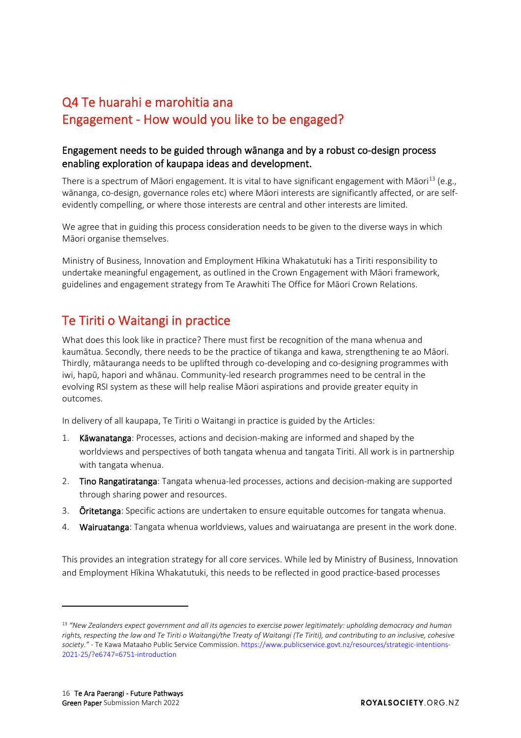## Q4 Te huarahi e marohitia ana
## Engagement - How would you like to be engaged?

### Engagement needs to be guided through wānanga and by a robust co-design process enabling exploration of kaupapa ideas and development.

There is a spectrum of Māori engagement. It is vital to have significant engagement with Māori[13] (e.g., wānanga, co-design, governance roles etc) where Māori interests are significantly affected, or are self-evidently compelling, or where those interests are central and other interests are limited.

We agree that in guiding this process consideration needs to be given to the diverse ways in which Māori organise themselves.

Ministry of Business, Innovation and Employment Hīkina Whakatutuki has a Tiriti responsibility to undertake meaningful engagement, as outlined in the Crown Engagement with Māori framework, guidelines and engagement strategy from Te Arawhiti The Office for Māori Crown Relations.

## Te Tiriti o Waitangi in practice

What does this look like in practice? There must first be recognition of the mana whenua and kaumātua. Secondly, there needs to be the practice of tikanga and kawa, strengthening te ao Māori. Thirdly, mātauranga needs to be uplifted through co-developing and co-designing programmes with iwi, hapū, hapori and whānau. Community-led research programmes need to be central in the evolving RSI system as these will help realise Māori aspirations and provide greater equity in outcomes.

In delivery of all kaupapa, Te Tiriti o Waitangi in practice is guided by the Articles:

1. **Kāwanatanga**: Processes, actions and decision-making are informed and shaped by the worldviews and perspectives of both tangata whenua and tangata Tiriti. All work is in partnership with tangata whenua.
2. **Tino Rangatiratanga**: Tangata whenua-led processes, actions and decision-making are supported through sharing power and resources.
3. **Ōritetanga**: Specific actions are undertaken to ensure equitable outcomes for tangata whenua.
4. **Wairuatanga**: Tangata whenua worldviews, values and wairuatanga are present in the work done.

This provides an integration strategy for all core services. While led by Ministry of Business, Innovation and Employment Hīkina Whakatutuki, this needs to be reflected in good practice-based processes

---

[13] *"New Zealanders expect government and all its agencies to exercise power legitimately: upholding democracy and human rights, respecting the law and Te Tiriti o Waitangi/the Treaty of Waitangi (Te Tiriti), and contributing to an inclusive, cohesive society."* - Te Kawa Mataaho Public Service Commission. https://www.publicservice.govt.nz/resources/strategic-intentions-2021-25/?e6747=6751-introduction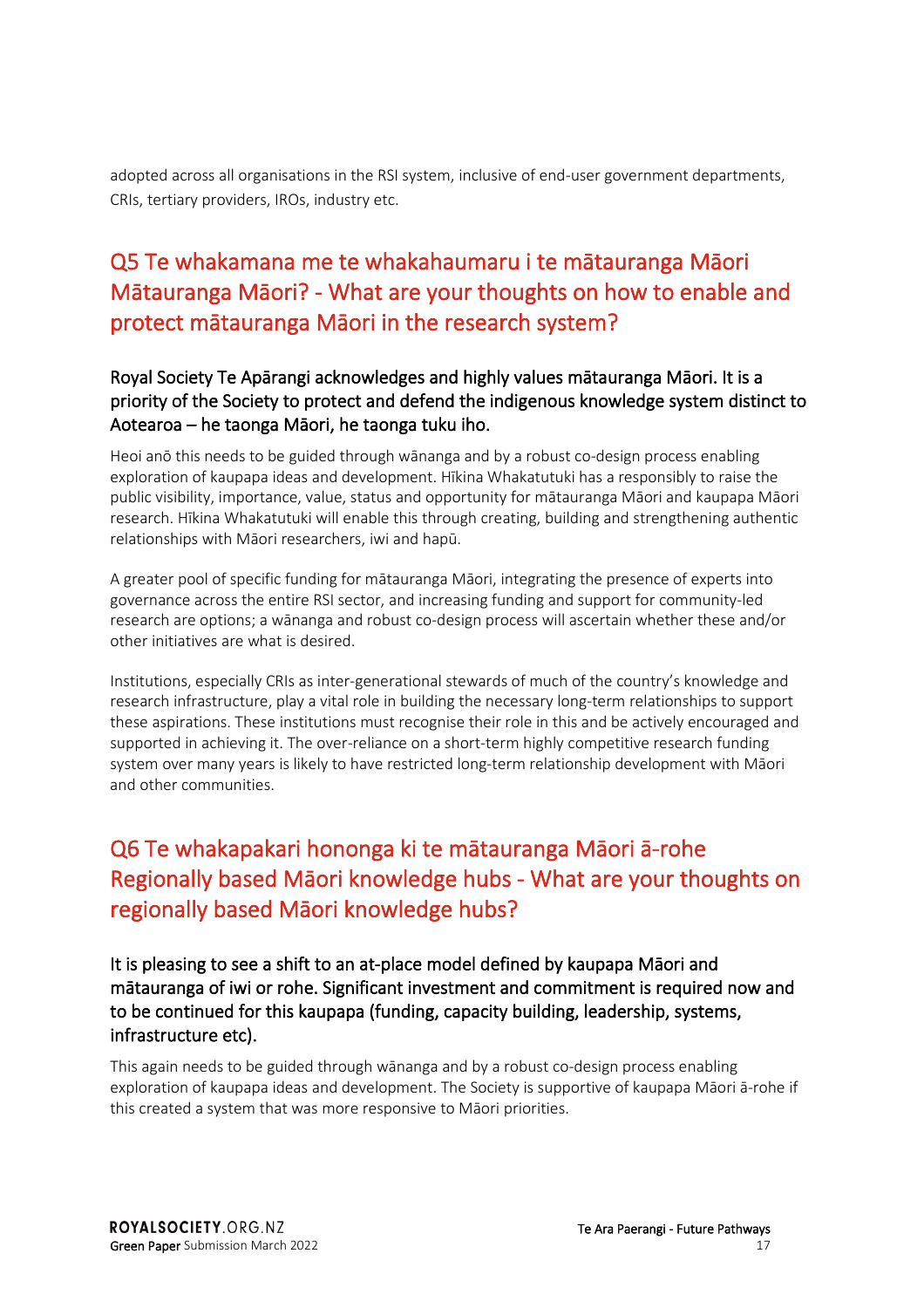adopted across all organisations in the RSI system, inclusive of end-user government departments, CRIs, tertiary providers, IROs, industry etc.

## Q5 Te whakamana me te whakahaumaru i te mātauranga Māori Mātauranga Māori? - What are your thoughts on how to enable and protect mātauranga Māori in the research system?

### Royal Society Te Apārangi acknowledges and highly values mātauranga Māori. It is a priority of the Society to protect and defend the indigenous knowledge system distinct to Aotearoa – he taonga Māori, he taonga tuku iho.

Heoi anō this needs to be guided through wānanga and by a robust co-design process enabling exploration of kaupapa ideas and development. Hīkina Whakatutuki has a responsibly to raise the public visibility, importance, value, status and opportunity for mātauranga Māori and kaupapa Māori research. Hīkina Whakatutuki will enable this through creating, building and strengthening authentic relationships with Māori researchers, iwi and hapū.

A greater pool of specific funding for mātauranga Māori, integrating the presence of experts into governance across the entire RSI sector, and increasing funding and support for community-led research are options; a wānanga and robust co-design process will ascertain whether these and/or other initiatives are what is desired.

Institutions, especially CRIs as inter-generational stewards of much of the country's knowledge and research infrastructure, play a vital role in building the necessary long-term relationships to support these aspirations. These institutions must recognise their role in this and be actively encouraged and supported in achieving it. The over-reliance on a short-term highly competitive research funding system over many years is likely to have restricted long-term relationship development with Māori and other communities.

## Q6 Te whakapakari hononga ki te mātauranga Māori ā-rohe Regionally based Māori knowledge hubs - What are your thoughts on regionally based Māori knowledge hubs?

### It is pleasing to see a shift to an at-place model defined by kaupapa Māori and mātauranga of iwi or rohe. Significant investment and commitment is required now and to be continued for this kaupapa (funding, capacity building, leadership, systems, infrastructure etc).

This again needs to be guided through wānanga and by a robust co-design process enabling exploration of kaupapa ideas and development. The Society is supportive of kaupapa Māori ā-rohe if this created a system that was more responsive to Māori priorities.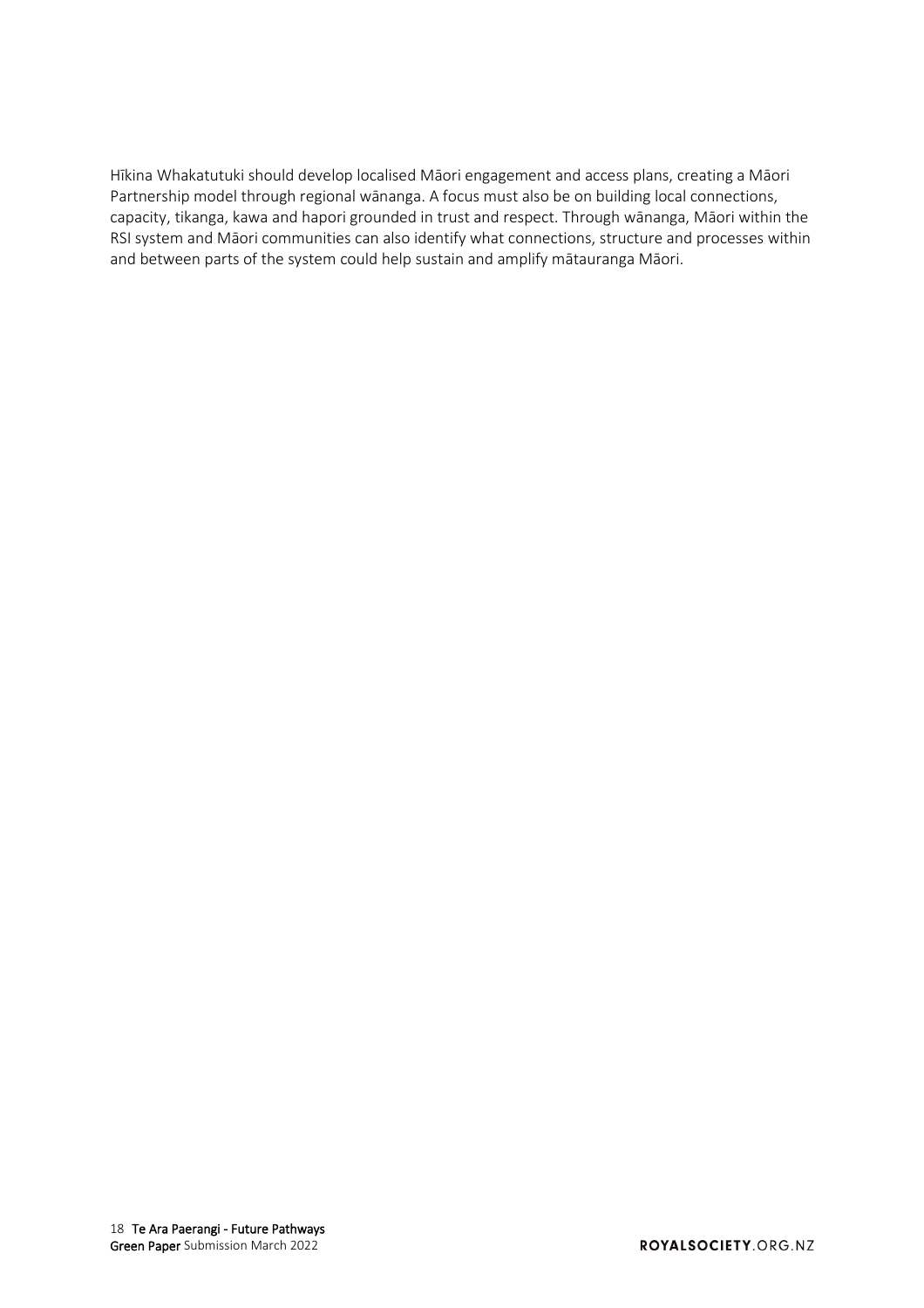Hīkina Whakatutuki should develop localised Māori engagement and access plans, creating a Māori Partnership model through regional wānanga. A focus must also be on building local connections, capacity, tikanga, kawa and hapori grounded in trust and respect. Through wānanga, Māori within the RSI system and Māori communities can also identify what connections, structure and processes within and between parts of the system could help sustain and amplify mātauranga Māori.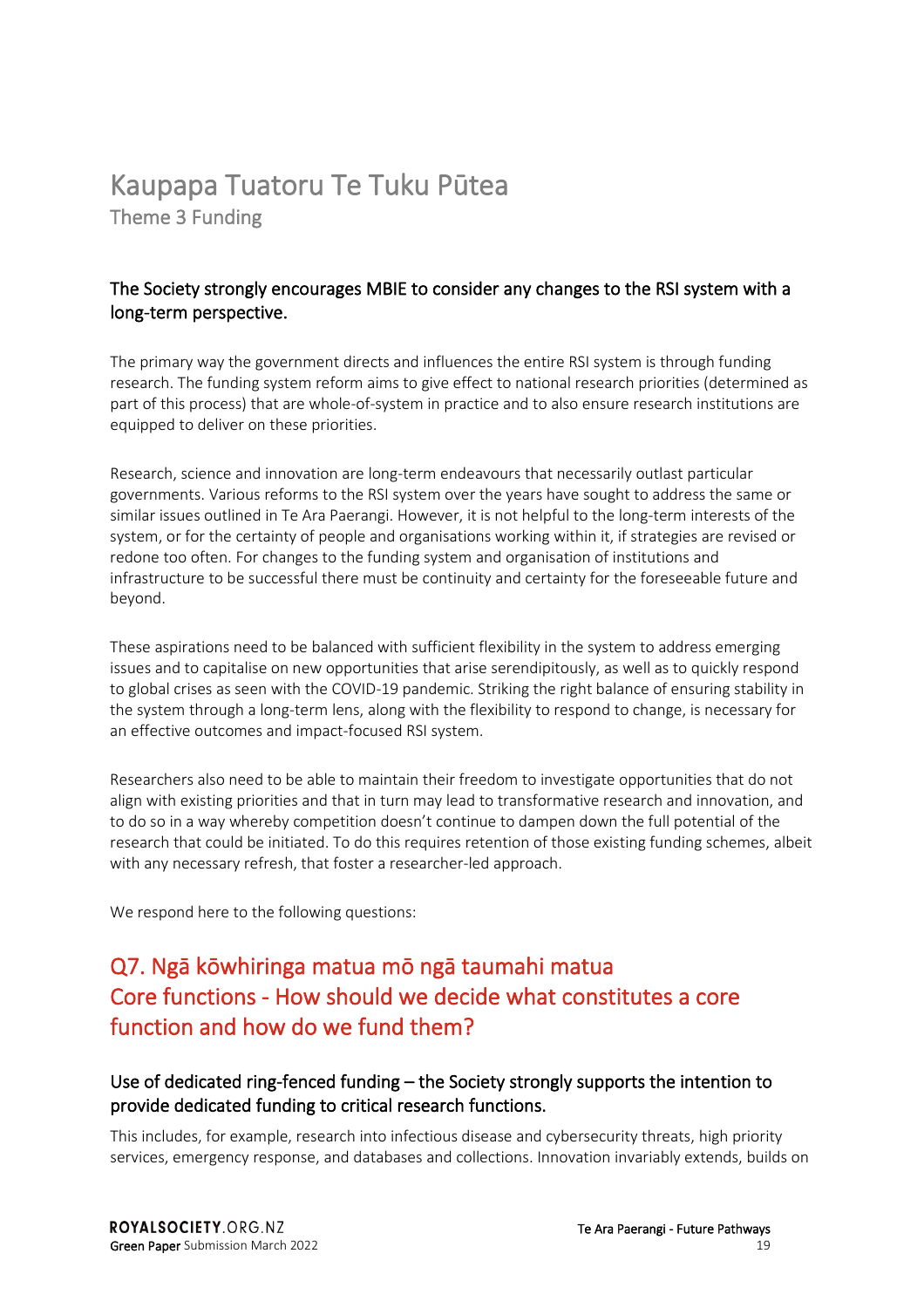# Kaupapa Tuatoru Te Tuku Pūtea

Theme 3 Funding

### The Society strongly encourages MBIE to consider any changes to the RSI system with a long-term perspective.

The primary way the government directs and influences the entire RSI system is through funding research. The funding system reform aims to give effect to national research priorities (determined as part of this process) that are whole-of-system in practice and to also ensure research institutions are equipped to deliver on these priorities.

Research, science and innovation are long-term endeavours that necessarily outlast particular governments. Various reforms to the RSI system over the years have sought to address the same or similar issues outlined in Te Ara Paerangi. However, it is not helpful to the long-term interests of the system, or for the certainty of people and organisations working within it, if strategies are revised or redone too often. For changes to the funding system and organisation of institutions and infrastructure to be successful there must be continuity and certainty for the foreseeable future and beyond.

These aspirations need to be balanced with sufficient flexibility in the system to address emerging issues and to capitalise on new opportunities that arise serendipitously, as well as to quickly respond to global crises as seen with the COVID-19 pandemic. Striking the right balance of ensuring stability in the system through a long-term lens, along with the flexibility to respond to change, is necessary for an effective outcomes and impact-focused RSI system.

Researchers also need to be able to maintain their freedom to investigate opportunities that do not align with existing priorities and that in turn may lead to transformative research and innovation, and to do so in a way whereby competition doesn't continue to dampen down the full potential of the research that could be initiated. To do this requires retention of those existing funding schemes, albeit with any necessary refresh, that foster a researcher-led approach.

We respond here to the following questions:

## Q7. Ngā kōwhiringa matua mō ngā taumahi matua Core functions - How should we decide what constitutes a core function and how do we fund them?

### Use of dedicated ring-fenced funding – the Society strongly supports the intention to provide dedicated funding to critical research functions.

This includes, for example, research into infectious disease and cybersecurity threats, high priority services, emergency response, and databases and collections. Innovation invariably extends, builds on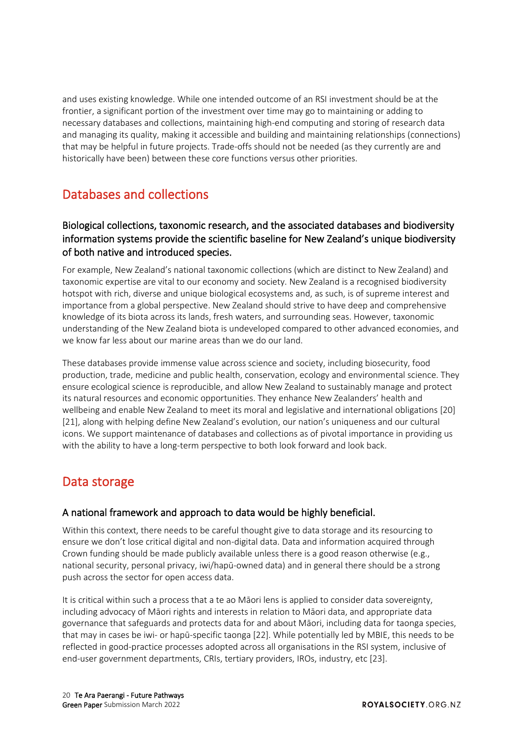and uses existing knowledge. While one intended outcome of an RSI investment should be at the frontier, a significant portion of the investment over time may go to maintaining or adding to necessary databases and collections, maintaining high-end computing and storing of research data and managing its quality, making it accessible and building and maintaining relationships (connections) that may be helpful in future projects. Trade-offs should not be needed (as they currently are and historically have been) between these core functions versus other priorities.

## Databases and collections

### Biological collections, taxonomic research, and the associated databases and biodiversity information systems provide the scientific baseline for New Zealand's unique biodiversity of both native and introduced species.

For example, New Zealand's national taxonomic collections (which are distinct to New Zealand) and taxonomic expertise are vital to our economy and society. New Zealand is a recognised biodiversity hotspot with rich, diverse and unique biological ecosystems and, as such, is of supreme interest and importance from a global perspective. New Zealand should strive to have deep and comprehensive knowledge of its biota across its lands, fresh waters, and surrounding seas. However, taxonomic understanding of the New Zealand biota is undeveloped compared to other advanced economies, and we know far less about our marine areas than we do our land.

These databases provide immense value across science and society, including biosecurity, food production, trade, medicine and public health, conservation, ecology and environmental science. They ensure ecological science is reproducible, and allow New Zealand to sustainably manage and protect its natural resources and economic opportunities. They enhance New Zealanders' health and wellbeing and enable New Zealand to meet its moral and legislative and international obligations [20] [21], along with helping define New Zealand's evolution, our nation's uniqueness and our cultural icons. We support maintenance of databases and collections as of pivotal importance in providing us with the ability to have a long-term perspective to both look forward and look back.

## Data storage

### A national framework and approach to data would be highly beneficial.

Within this context, there needs to be careful thought give to data storage and its resourcing to ensure we don't lose critical digital and non-digital data. Data and information acquired through Crown funding should be made publicly available unless there is a good reason otherwise (e.g., national security, personal privacy, iwi/hapū-owned data) and in general there should be a strong push across the sector for open access data.

It is critical within such a process that a te ao Māori lens is applied to consider data sovereignty, including advocacy of Māori rights and interests in relation to Māori data, and appropriate data governance that safeguards and protects data for and about Māori, including data for taonga species, that may in cases be iwi- or hapū-specific taonga [22]. While potentially led by MBIE, this needs to be reflected in good-practice processes adopted across all organisations in the RSI system, inclusive of end-user government departments, CRIs, tertiary providers, IROs, industry, etc [23].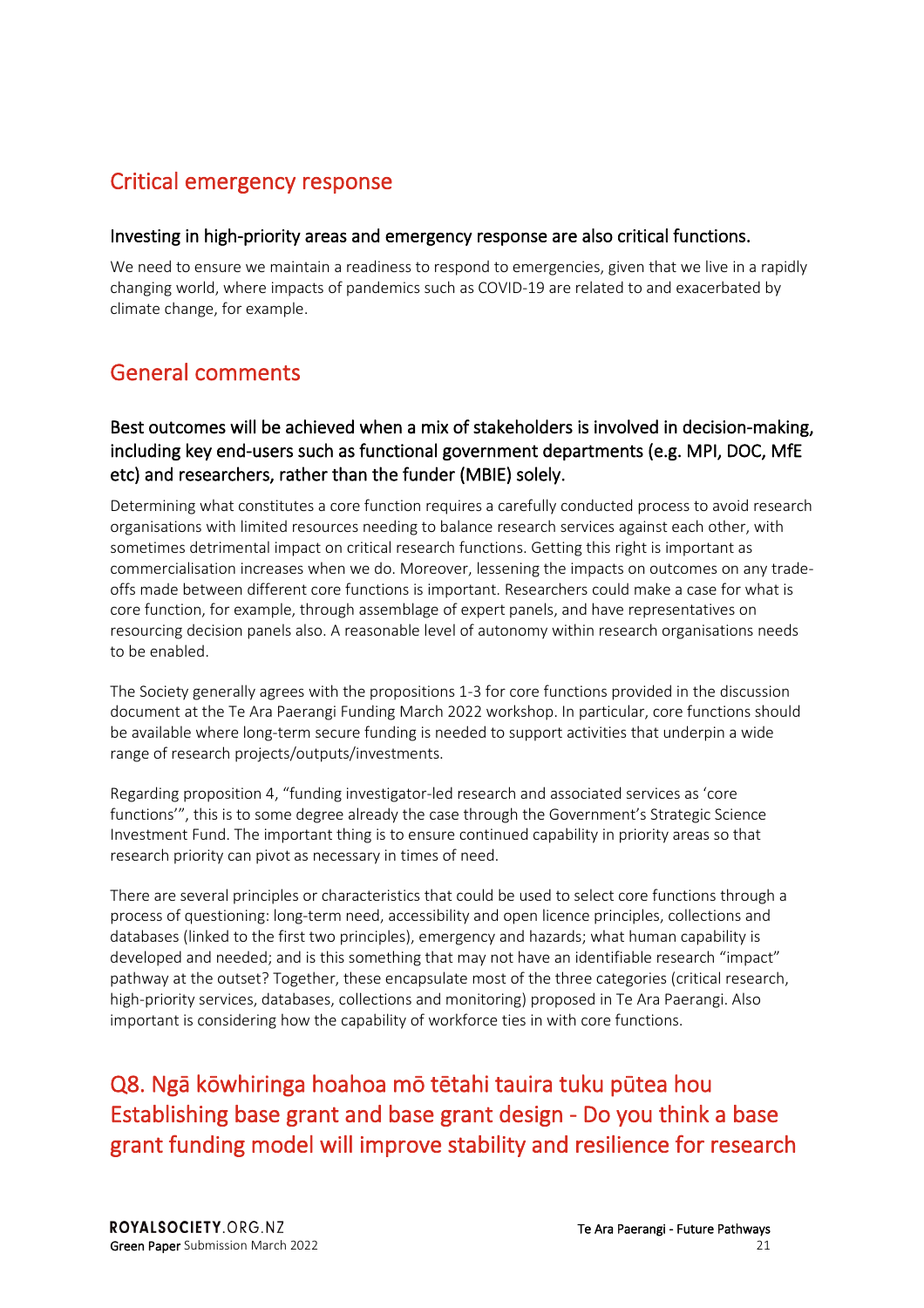## Critical emergency response

### Investing in high-priority areas and emergency response are also critical functions.

We need to ensure we maintain a readiness to respond to emergencies, given that we live in a rapidly changing world, where impacts of pandemics such as COVID-19 are related to and exacerbated by climate change, for example.

## General comments

### Best outcomes will be achieved when a mix of stakeholders is involved in decision-making, including key end-users such as functional government departments (e.g. MPI, DOC, MfE etc) and researchers, rather than the funder (MBIE) solely.

Determining what constitutes a core function requires a carefully conducted process to avoid research organisations with limited resources needing to balance research services against each other, with sometimes detrimental impact on critical research functions. Getting this right is important as commercialisation increases when we do. Moreover, lessening the impacts on outcomes on any trade-offs made between different core functions is important. Researchers could make a case for what is core function, for example, through assemblage of expert panels, and have representatives on resourcing decision panels also. A reasonable level of autonomy within research organisations needs to be enabled.

The Society generally agrees with the propositions 1-3 for core functions provided in the discussion document at the Te Ara Paerangi Funding March 2022 workshop. In particular, core functions should be available where long-term secure funding is needed to support activities that underpin a wide range of research projects/outputs/investments.

Regarding proposition 4, "funding investigator-led research and associated services as 'core functions'", this is to some degree already the case through the Government's Strategic Science Investment Fund. The important thing is to ensure continued capability in priority areas so that research priority can pivot as necessary in times of need.

There are several principles or characteristics that could be used to select core functions through a process of questioning: long-term need, accessibility and open licence principles, collections and databases (linked to the first two principles), emergency and hazards; what human capability is developed and needed; and is this something that may not have an identifiable research "impact" pathway at the outset? Together, these encapsulate most of the three categories (critical research, high-priority services, databases, collections and monitoring) proposed in Te Ara Paerangi. Also important is considering how the capability of workforce ties in with core functions.

## Q8. Ngā kōwhiringa hoahoa mō tētahi tauira tuku pūtea hou Establishing base grant and base grant design - Do you think a base grant funding model will improve stability and resilience for research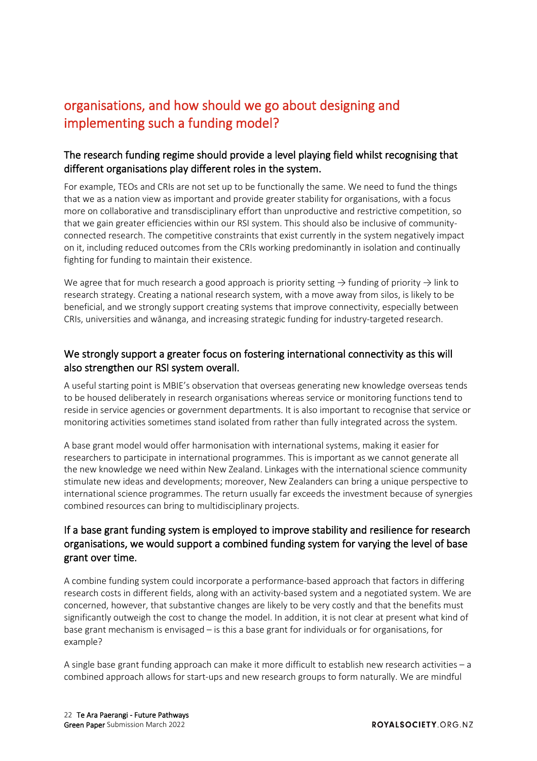## organisations, and how should we go about designing and implementing such a funding model?

### The research funding regime should provide a level playing field whilst recognising that different organisations play different roles in the system.

For example, TEOs and CRIs are not set up to be functionally the same. We need to fund the things that we as a nation view as important and provide greater stability for organisations, with a focus more on collaborative and transdisciplinary effort than unproductive and restrictive competition, so that we gain greater efficiencies within our RSI system. This should also be inclusive of community-connected research. The competitive constraints that exist currently in the system negatively impact on it, including reduced outcomes from the CRIs working predominantly in isolation and continually fighting for funding to maintain their existence.

We agree that for much research a good approach is priority setting → funding of priority → link to research strategy. Creating a national research system, with a move away from silos, is likely to be beneficial, and we strongly support creating systems that improve connectivity, especially between CRIs, universities and wānanga, and increasing strategic funding for industry-targeted research.

### We strongly support a greater focus on fostering international connectivity as this will also strengthen our RSI system overall.

A useful starting point is MBIE's observation that overseas generating new knowledge overseas tends to be housed deliberately in research organisations whereas service or monitoring functions tend to reside in service agencies or government departments. It is also important to recognise that service or monitoring activities sometimes stand isolated from rather than fully integrated across the system.

A base grant model would offer harmonisation with international systems, making it easier for researchers to participate in international programmes. This is important as we cannot generate all the new knowledge we need within New Zealand. Linkages with the international science community stimulate new ideas and developments; moreover, New Zealanders can bring a unique perspective to international science programmes. The return usually far exceeds the investment because of synergies combined resources can bring to multidisciplinary projects.

### If a base grant funding system is employed to improve stability and resilience for research organisations, we would support a combined funding system for varying the level of base grant over time.

A combine funding system could incorporate a performance-based approach that factors in differing research costs in different fields, along with an activity-based system and a negotiated system. We are concerned, however, that substantive changes are likely to be very costly and that the benefits must significantly outweigh the cost to change the model. In addition, it is not clear at present what kind of base grant mechanism is envisaged – is this a base grant for individuals or for organisations, for example?

A single base grant funding approach can make it more difficult to establish new research activities – a combined approach allows for start-ups and new research groups to form naturally. We are mindful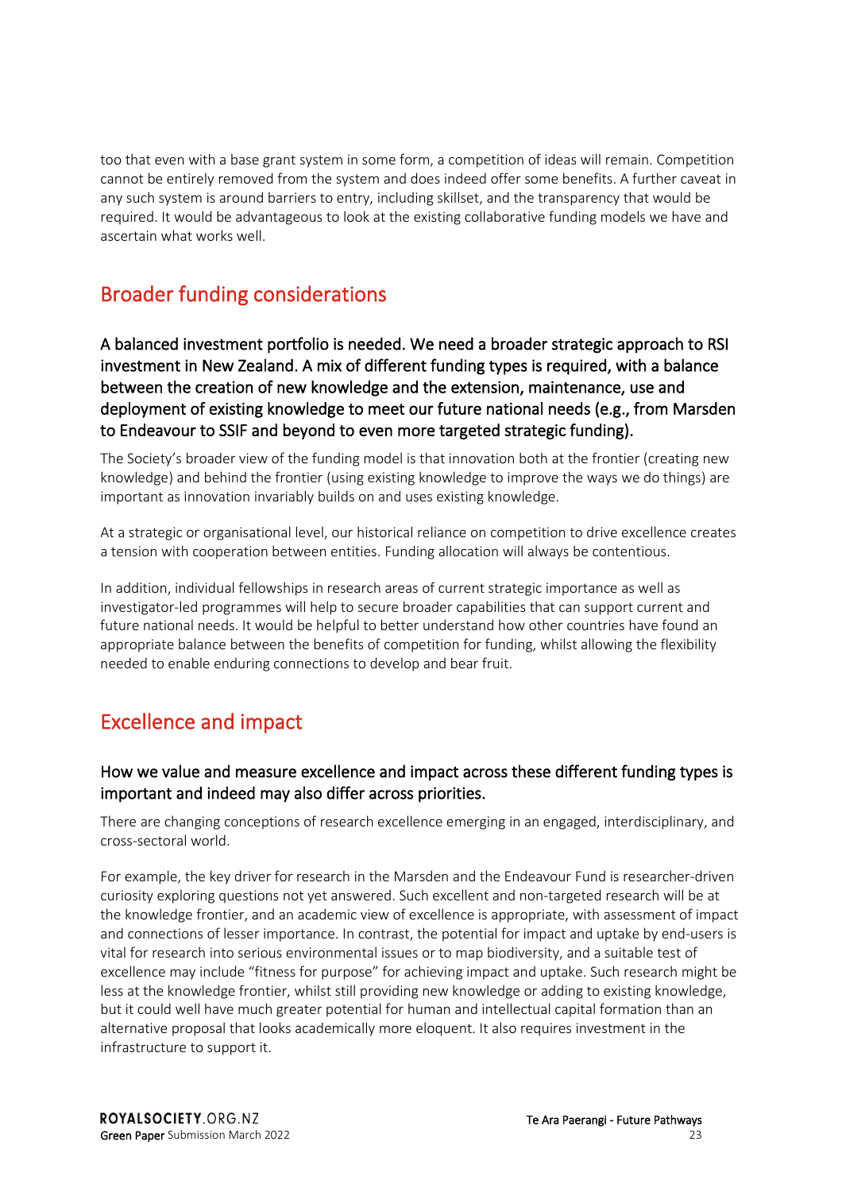too that even with a base grant system in some form, a competition of ideas will remain. Competition cannot be entirely removed from the system and does indeed offer some benefits. A further caveat in any such system is around barriers to entry, including skillset, and the transparency that would be required. It would be advantageous to look at the existing collaborative funding models we have and ascertain what works well.

## Broader funding considerations

### A balanced investment portfolio is needed. We need a broader strategic approach to RSI investment in New Zealand. A mix of different funding types is required, with a balance between the creation of new knowledge and the extension, maintenance, use and deployment of existing knowledge to meet our future national needs (e.g., from Marsden to Endeavour to SSIF and beyond to even more targeted strategic funding).

The Society's broader view of the funding model is that innovation both at the frontier (creating new knowledge) and behind the frontier (using existing knowledge to improve the ways we do things) are important as innovation invariably builds on and uses existing knowledge.

At a strategic or organisational level, our historical reliance on competition to drive excellence creates a tension with cooperation between entities. Funding allocation will always be contentious.

In addition, individual fellowships in research areas of current strategic importance as well as investigator-led programmes will help to secure broader capabilities that can support current and future national needs. It would be helpful to better understand how other countries have found an appropriate balance between the benefits of competition for funding, whilst allowing the flexibility needed to enable enduring connections to develop and bear fruit.

## Excellence and impact

### How we value and measure excellence and impact across these different funding types is important and indeed may also differ across priorities.

There are changing conceptions of research excellence emerging in an engaged, interdisciplinary, and cross-sectoral world.

For example, the key driver for research in the Marsden and the Endeavour Fund is researcher-driven curiosity exploring questions not yet answered. Such excellent and non-targeted research will be at the knowledge frontier, and an academic view of excellence is appropriate, with assessment of impact and connections of lesser importance. In contrast, the potential for impact and uptake by end-users is vital for research into serious environmental issues or to map biodiversity, and a suitable test of excellence may include "fitness for purpose" for achieving impact and uptake. Such research might be less at the knowledge frontier, whilst still providing new knowledge or adding to existing knowledge, but it could well have much greater potential for human and intellectual capital formation than an alternative proposal that looks academically more eloquent. It also requires investment in the infrastructure to support it.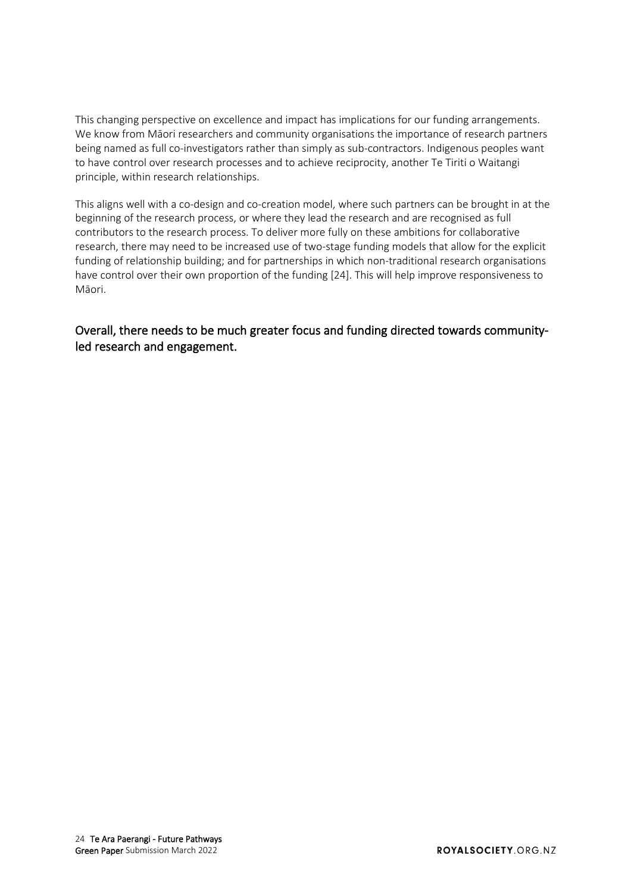This changing perspective on excellence and impact has implications for our funding arrangements. We know from Māori researchers and community organisations the importance of research partners being named as full co-investigators rather than simply as sub-contractors. Indigenous peoples want to have control over research processes and to achieve reciprocity, another Te Tiriti o Waitangi principle, within research relationships.

This aligns well with a co-design and co-creation model, where such partners can be brought in at the beginning of the research process, or where they lead the research and are recognised as full contributors to the research process. To deliver more fully on these ambitions for collaborative research, there may need to be increased use of two-stage funding models that allow for the explicit funding of relationship building; and for partnerships in which non-traditional research organisations have control over their own proportion of the funding [24]. This will help improve responsiveness to Māori.

### Overall, there needs to be much greater focus and funding directed towards community-led research and engagement.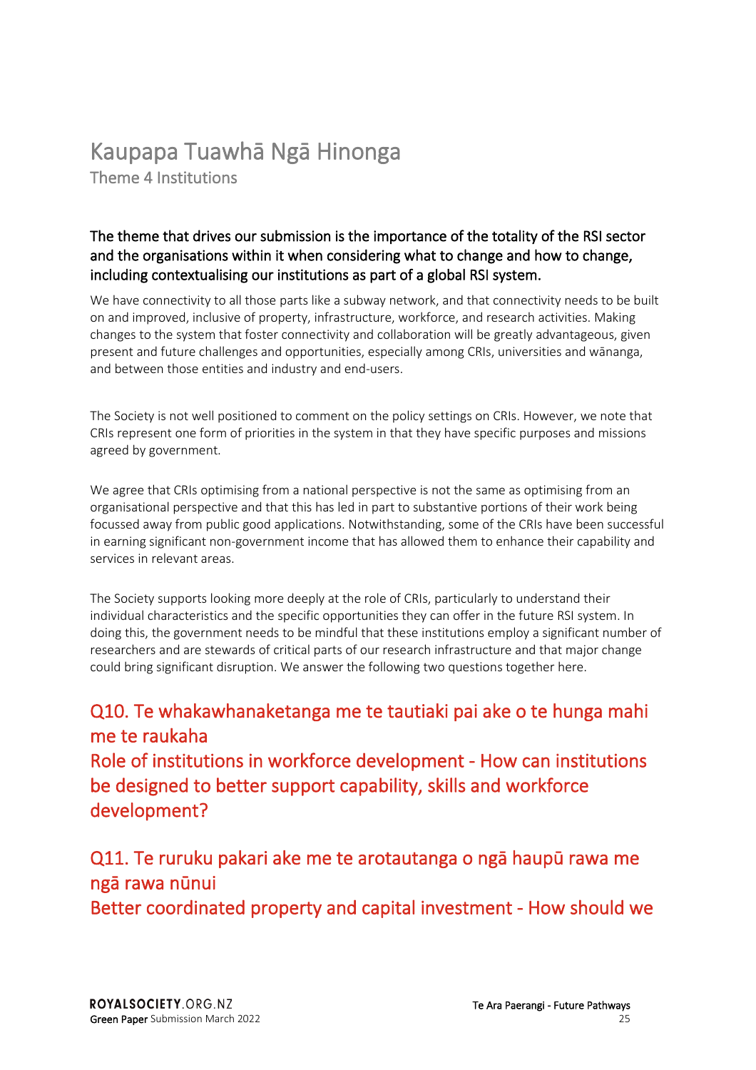# Kaupapa Tuawhā Ngā Hinonga

Theme 4 Institutions

**The theme that drives our submission is the importance of the totality of the RSI sector and the organisations within it when considering what to change and how to change, including contextualising our institutions as part of a global RSI system.**

We have connectivity to all those parts like a subway network, and that connectivity needs to be built on and improved, inclusive of property, infrastructure, workforce, and research activities. Making changes to the system that foster connectivity and collaboration will be greatly advantageous, given present and future challenges and opportunities, especially among CRIs, universities and wānanga, and between those entities and industry and end-users.

The Society is not well positioned to comment on the policy settings on CRIs. However, we note that CRIs represent one form of priorities in the system in that they have specific purposes and missions agreed by government.

We agree that CRIs optimising from a national perspective is not the same as optimising from an organisational perspective and that this has led in part to substantive portions of their work being focussed away from public good applications. Notwithstanding, some of the CRIs have been successful in earning significant non-government income that has allowed them to enhance their capability and services in relevant areas.

The Society supports looking more deeply at the role of CRIs, particularly to understand their individual characteristics and the specific opportunities they can offer in the future RSI system. In doing this, the government needs to be mindful that these institutions employ a significant number of researchers and are stewards of critical parts of our research infrastructure and that major change could bring significant disruption. We answer the following two questions together here.

## Q10. Te whakawhanaketanga me te tautiaki pai ake o te hunga mahi me te raukaha
## Role of institutions in workforce development - How can institutions be designed to better support capability, skills and workforce development?

## Q11. Te ruruku pakari ake me te arotautanga o ngā haupū rawa me ngā rawa nūnui
## Better coordinated property and capital investment - How should we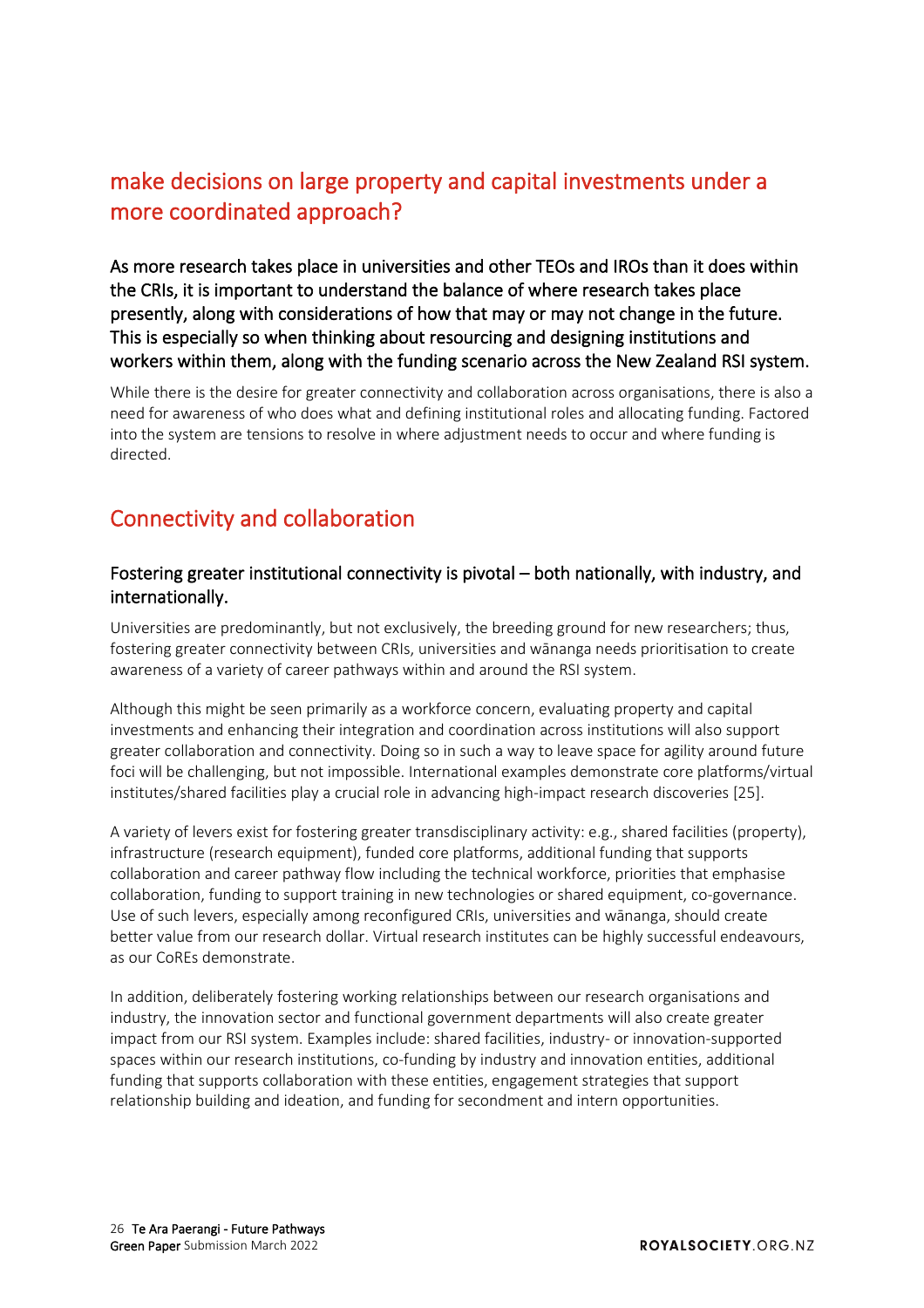## make decisions on large property and capital investments under a more coordinated approach?

**As more research takes place in universities and other TEOs and IROs than it does within the CRIs, it is important to understand the balance of where research takes place presently, along with considerations of how that may or may not change in the future. This is especially so when thinking about resourcing and designing institutions and workers within them, along with the funding scenario across the New Zealand RSI system.**

While there is the desire for greater connectivity and collaboration across organisations, there is also a need for awareness of who does what and defining institutional roles and allocating funding. Factored into the system are tensions to resolve in where adjustment needs to occur and where funding is directed.

## Connectivity and collaboration

### Fostering greater institutional connectivity is pivotal – both nationally, with industry, and internationally.

Universities are predominantly, but not exclusively, the breeding ground for new researchers; thus, fostering greater connectivity between CRIs, universities and wānanga needs prioritisation to create awareness of a variety of career pathways within and around the RSI system.

Although this might be seen primarily as a workforce concern, evaluating property and capital investments and enhancing their integration and coordination across institutions will also support greater collaboration and connectivity. Doing so in such a way to leave space for agility around future foci will be challenging, but not impossible. International examples demonstrate core platforms/virtual institutes/shared facilities play a crucial role in advancing high-impact research discoveries [25].

A variety of levers exist for fostering greater transdisciplinary activity: e.g., shared facilities (property), infrastructure (research equipment), funded core platforms, additional funding that supports collaboration and career pathway flow including the technical workforce, priorities that emphasise collaboration, funding to support training in new technologies or shared equipment, co-governance. Use of such levers, especially among reconfigured CRIs, universities and wānanga, should create better value from our research dollar. Virtual research institutes can be highly successful endeavours, as our CoREs demonstrate.

In addition, deliberately fostering working relationships between our research organisations and industry, the innovation sector and functional government departments will also create greater impact from our RSI system. Examples include: shared facilities, industry- or innovation-supported spaces within our research institutions, co-funding by industry and innovation entities, additional funding that supports collaboration with these entities, engagement strategies that support relationship building and ideation, and funding for secondment and intern opportunities.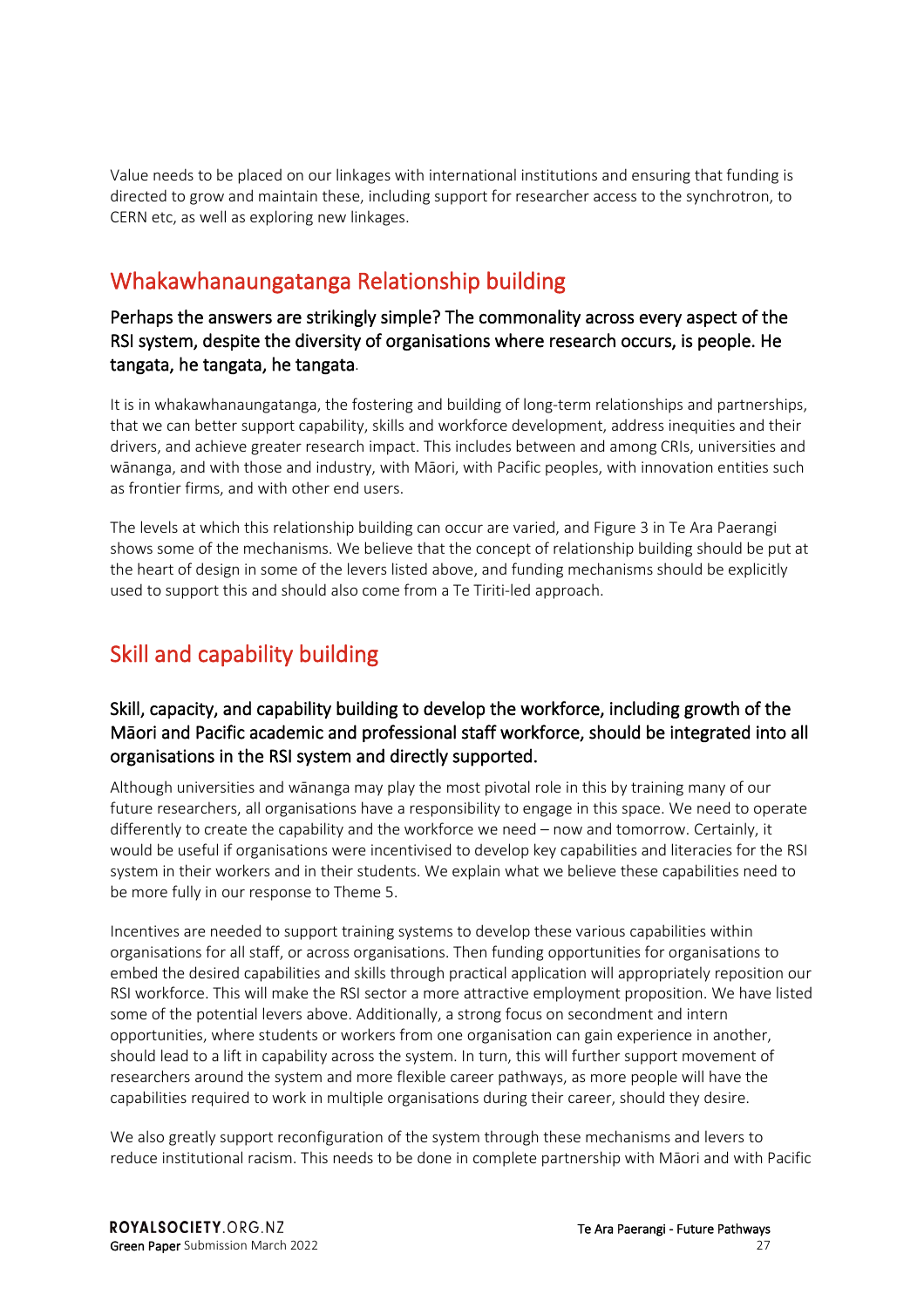Value needs to be placed on our linkages with international institutions and ensuring that funding is directed to grow and maintain these, including support for researcher access to the synchrotron, to CERN etc, as well as exploring new linkages.

## Whakawhanaungatanga Relationship building

### Perhaps the answers are strikingly simple? The commonality across every aspect of the RSI system, despite the diversity of organisations where research occurs, is people. He tangata, he tangata, he tangata.

It is in whakawhanaungatanga, the fostering and building of long-term relationships and partnerships, that we can better support capability, skills and workforce development, address inequities and their drivers, and achieve greater research impact. This includes between and among CRIs, universities and wānanga, and with those and industry, with Māori, with Pacific peoples, with innovation entities such as frontier firms, and with other end users.

The levels at which this relationship building can occur are varied, and Figure 3 in Te Ara Paerangi shows some of the mechanisms. We believe that the concept of relationship building should be put at the heart of design in some of the levers listed above, and funding mechanisms should be explicitly used to support this and should also come from a Te Tiriti-led approach.

## Skill and capability building

### Skill, capacity, and capability building to develop the workforce, including growth of the Māori and Pacific academic and professional staff workforce, should be integrated into all organisations in the RSI system and directly supported.

Although universities and wānanga may play the most pivotal role in this by training many of our future researchers, all organisations have a responsibility to engage in this space. We need to operate differently to create the capability and the workforce we need – now and tomorrow. Certainly, it would be useful if organisations were incentivised to develop key capabilities and literacies for the RSI system in their workers and in their students. We explain what we believe these capabilities need to be more fully in our response to Theme 5.

Incentives are needed to support training systems to develop these various capabilities within organisations for all staff, or across organisations. Then funding opportunities for organisations to embed the desired capabilities and skills through practical application will appropriately reposition our RSI workforce. This will make the RSI sector a more attractive employment proposition. We have listed some of the potential levers above. Additionally, a strong focus on secondment and intern opportunities, where students or workers from one organisation can gain experience in another, should lead to a lift in capability across the system. In turn, this will further support movement of researchers around the system and more flexible career pathways, as more people will have the capabilities required to work in multiple organisations during their career, should they desire.

We also greatly support reconfiguration of the system through these mechanisms and levers to reduce institutional racism. This needs to be done in complete partnership with Māori and with Pacific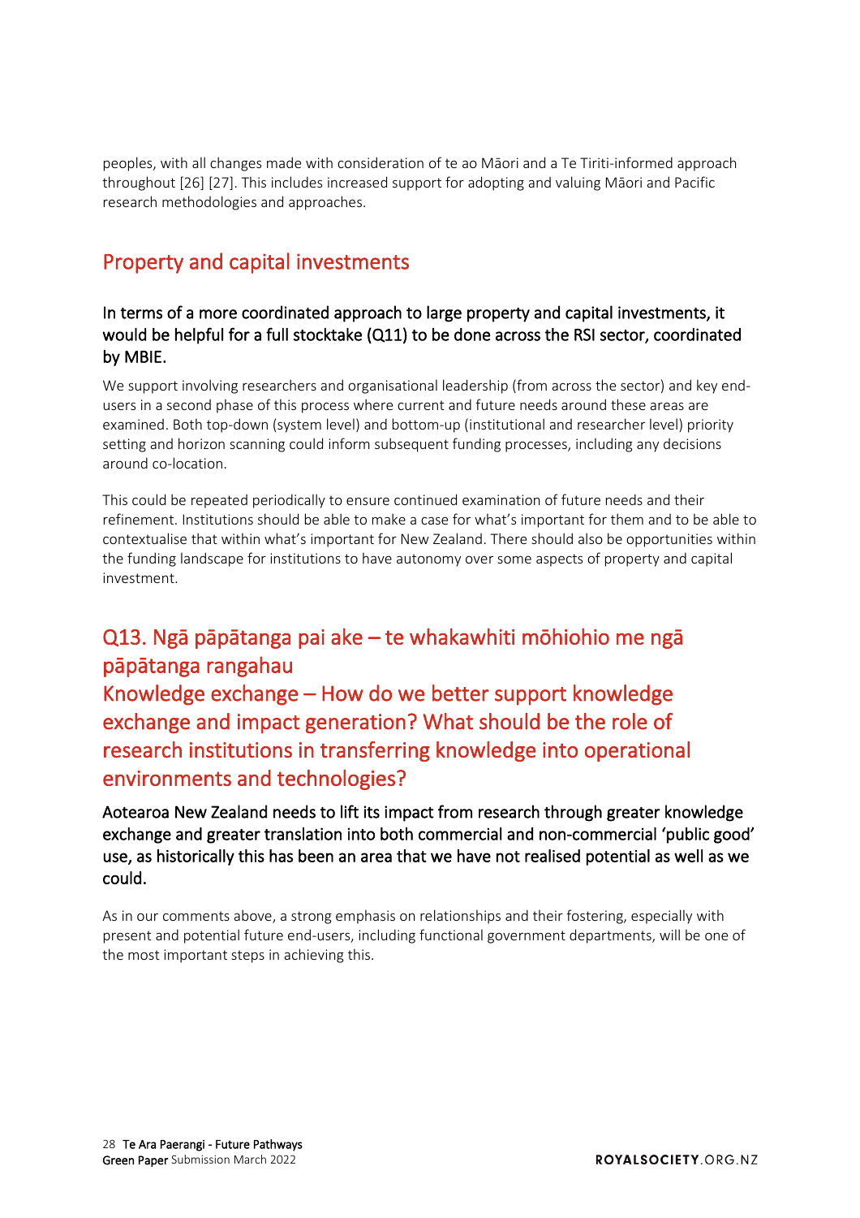peoples, with all changes made with consideration of te ao Māori and a Te Tiriti-informed approach throughout [26] [27]. This includes increased support for adopting and valuing Māori and Pacific research methodologies and approaches.

## Property and capital investments

### In terms of a more coordinated approach to large property and capital investments, it would be helpful for a full stocktake (Q11) to be done across the RSI sector, coordinated by MBIE.

We support involving researchers and organisational leadership (from across the sector) and key end-users in a second phase of this process where current and future needs around these areas are examined. Both top-down (system level) and bottom-up (institutional and researcher level) priority setting and horizon scanning could inform subsequent funding processes, including any decisions around co-location.

This could be repeated periodically to ensure continued examination of future needs and their refinement. Institutions should be able to make a case for what's important for them and to be able to contextualise that within what's important for New Zealand. There should also be opportunities within the funding landscape for institutions to have autonomy over some aspects of property and capital investment.

## Q13. Ngā pāpātanga pai ake – te whakawhiti mōhiohio me ngā pāpātanga rangahau Knowledge exchange – How do we better support knowledge exchange and impact generation? What should be the role of research institutions in transferring knowledge into operational environments and technologies?

### Aotearoa New Zealand needs to lift its impact from research through greater knowledge exchange and greater translation into both commercial and non-commercial 'public good' use, as historically this has been an area that we have not realised potential as well as we could.

As in our comments above, a strong emphasis on relationships and their fostering, especially with present and potential future end-users, including functional government departments, will be one of the most important steps in achieving this.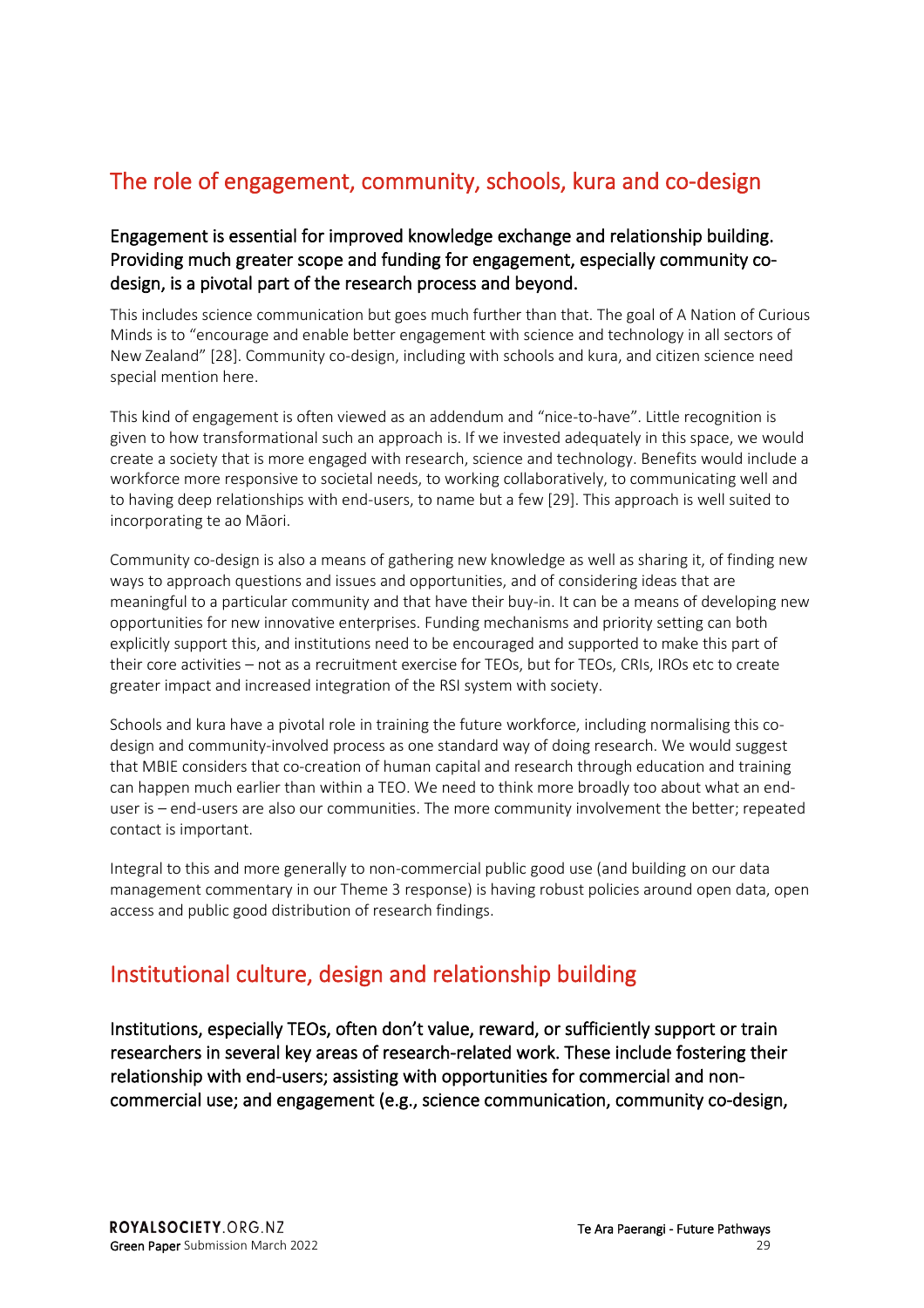## The role of engagement, community, schools, kura and co-design

**Engagement is essential for improved knowledge exchange and relationship building. Providing much greater scope and funding for engagement, especially community co-design, is a pivotal part of the research process and beyond.**

This includes science communication but goes much further than that. The goal of A Nation of Curious Minds is to "encourage and enable better engagement with science and technology in all sectors of New Zealand" [28]. Community co-design, including with schools and kura, and citizen science need special mention here.

This kind of engagement is often viewed as an addendum and "nice-to-have". Little recognition is given to how transformational such an approach is. If we invested adequately in this space, we would create a society that is more engaged with research, science and technology. Benefits would include a workforce more responsive to societal needs, to working collaboratively, to communicating well and to having deep relationships with end-users, to name but a few [29]. This approach is well suited to incorporating te ao Māori.

Community co-design is also a means of gathering new knowledge as well as sharing it, of finding new ways to approach questions and issues and opportunities, and of considering ideas that are meaningful to a particular community and that have their buy-in. It can be a means of developing new opportunities for new innovative enterprises. Funding mechanisms and priority setting can both explicitly support this, and institutions need to be encouraged and supported to make this part of their core activities – not as a recruitment exercise for TEOs, but for TEOs, CRIs, IROs etc to create greater impact and increased integration of the RSI system with society.

Schools and kura have a pivotal role in training the future workforce, including normalising this co-design and community-involved process as one standard way of doing research. We would suggest that MBIE considers that co-creation of human capital and research through education and training can happen much earlier than within a TEO. We need to think more broadly too about what an end-user is – end-users are also our communities. The more community involvement the better; repeated contact is important.

Integral to this and more generally to non-commercial public good use (and building on our data management commentary in our Theme 3 response) is having robust policies around open data, open access and public good distribution of research findings.

## Institutional culture, design and relationship building

**Institutions, especially TEOs, often don't value, reward, or sufficiently support or train researchers in several key areas of research-related work. These include fostering their relationship with end-users; assisting with opportunities for commercial and non-commercial use; and engagement (e.g., science communication, community co-design,**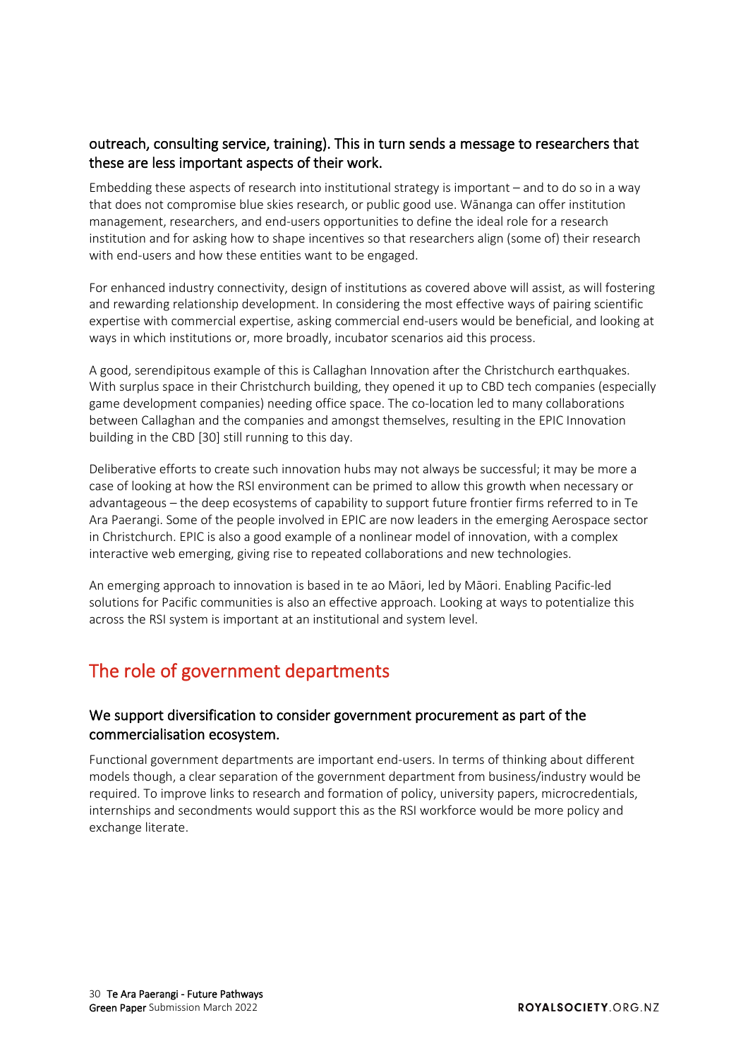### outreach, consulting service, training). This in turn sends a message to researchers that these are less important aspects of their work.

Embedding these aspects of research into institutional strategy is important – and to do so in a way that does not compromise blue skies research, or public good use. Wānanga can offer institution management, researchers, and end-users opportunities to define the ideal role for a research institution and for asking how to shape incentives so that researchers align (some of) their research with end-users and how these entities want to be engaged.

For enhanced industry connectivity, design of institutions as covered above will assist, as will fostering and rewarding relationship development. In considering the most effective ways of pairing scientific expertise with commercial expertise, asking commercial end-users would be beneficial, and looking at ways in which institutions or, more broadly, incubator scenarios aid this process.

A good, serendipitous example of this is Callaghan Innovation after the Christchurch earthquakes. With surplus space in their Christchurch building, they opened it up to CBD tech companies (especially game development companies) needing office space. The co-location led to many collaborations between Callaghan and the companies and amongst themselves, resulting in the EPIC Innovation building in the CBD [30] still running to this day.

Deliberative efforts to create such innovation hubs may not always be successful; it may be more a case of looking at how the RSI environment can be primed to allow this growth when necessary or advantageous – the deep ecosystems of capability to support future frontier firms referred to in Te Ara Paerangi. Some of the people involved in EPIC are now leaders in the emerging Aerospace sector in Christchurch. EPIC is also a good example of a nonlinear model of innovation, with a complex interactive web emerging, giving rise to repeated collaborations and new technologies.

An emerging approach to innovation is based in te ao Māori, led by Māori. Enabling Pacific-led solutions for Pacific communities is also an effective approach. Looking at ways to potentialize this across the RSI system is important at an institutional and system level.

## The role of government departments

### We support diversification to consider government procurement as part of the commercialisation ecosystem.

Functional government departments are important end-users. In terms of thinking about different models though, a clear separation of the government department from business/industry would be required. To improve links to research and formation of policy, university papers, microcredentials, internships and secondments would support this as the RSI workforce would be more policy and exchange literate.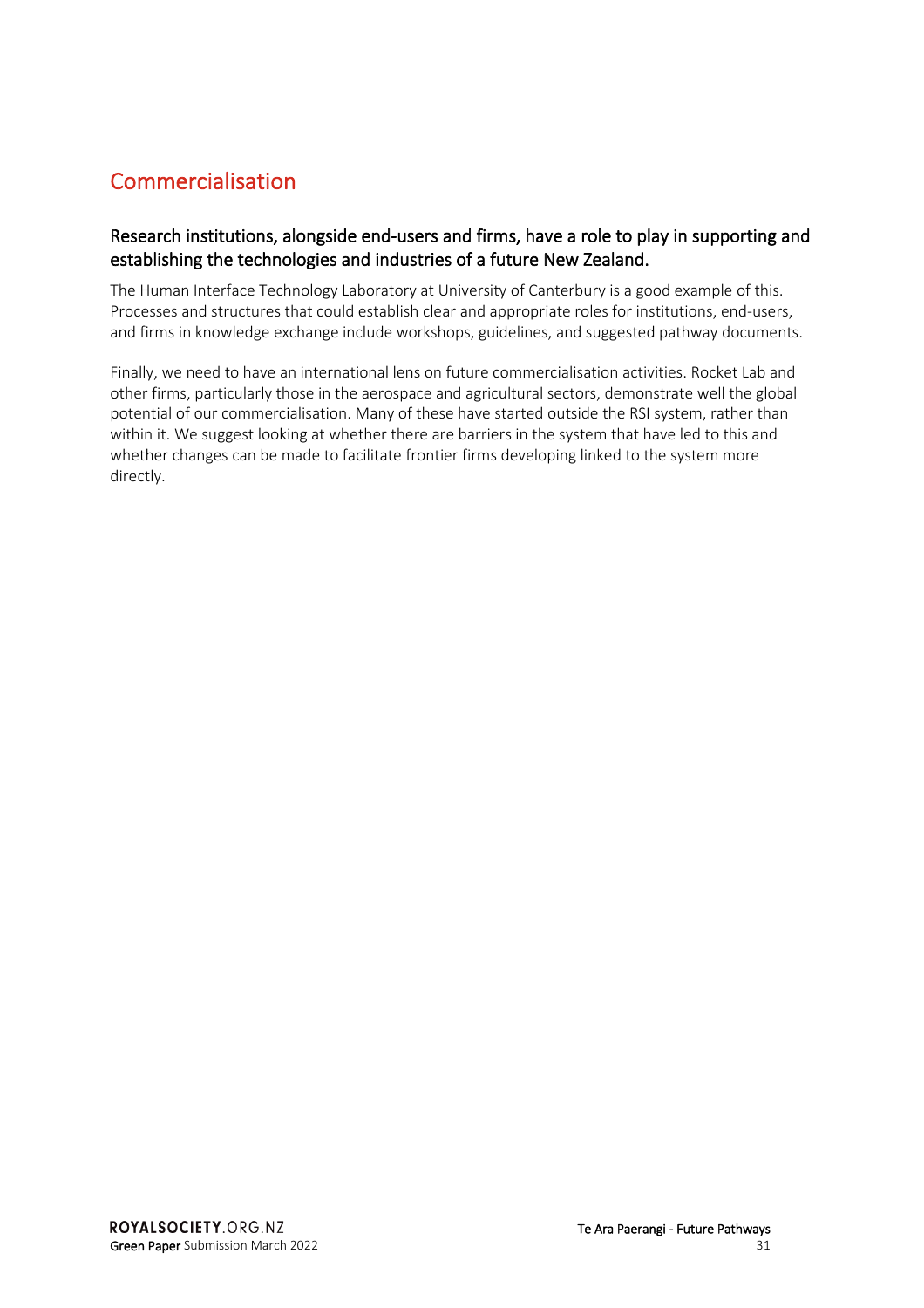## Commercialisation

### Research institutions, alongside end-users and firms, have a role to play in supporting and establishing the technologies and industries of a future New Zealand.

The Human Interface Technology Laboratory at University of Canterbury is a good example of this. Processes and structures that could establish clear and appropriate roles for institutions, end-users, and firms in knowledge exchange include workshops, guidelines, and suggested pathway documents.

Finally, we need to have an international lens on future commercialisation activities. Rocket Lab and other firms, particularly those in the aerospace and agricultural sectors, demonstrate well the global potential of our commercialisation. Many of these have started outside the RSI system, rather than within it. We suggest looking at whether there are barriers in the system that have led to this and whether changes can be made to facilitate frontier firms developing linked to the system more directly.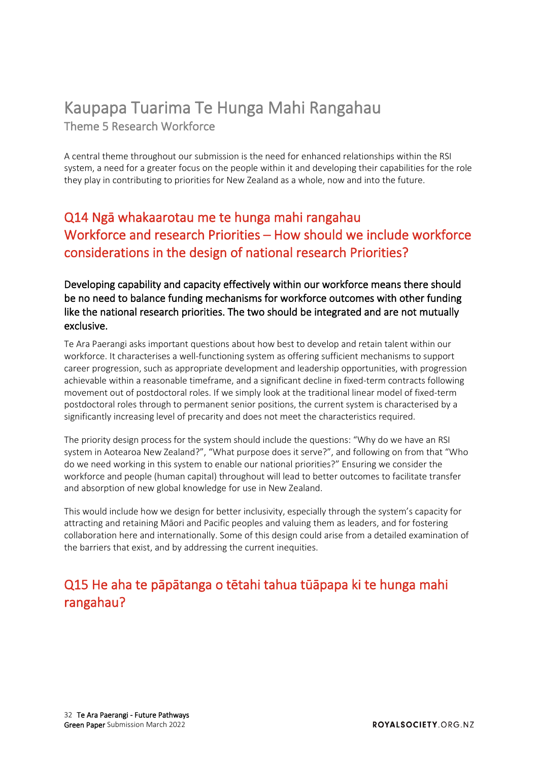# Kaupapa Tuarima Te Hunga Mahi Rangahau

Theme 5 Research Workforce

A central theme throughout our submission is the need for enhanced relationships within the RSI system, a need for a greater focus on the people within it and developing their capabilities for the role they play in contributing to priorities for New Zealand as a whole, now and into the future.

## Q14 Ngā whakaarotau me te hunga mahi rangahau Workforce and research Priorities – How should we include workforce considerations in the design of national research Priorities?

### Developing capability and capacity effectively within our workforce means there should be no need to balance funding mechanisms for workforce outcomes with other funding like the national research priorities. The two should be integrated and are not mutually exclusive.

Te Ara Paerangi asks important questions about how best to develop and retain talent within our workforce. It characterises a well-functioning system as offering sufficient mechanisms to support career progression, such as appropriate development and leadership opportunities, with progression achievable within a reasonable timeframe, and a significant decline in fixed-term contracts following movement out of postdoctoral roles. If we simply look at the traditional linear model of fixed-term postdoctoral roles through to permanent senior positions, the current system is characterised by a significantly increasing level of precarity and does not meet the characteristics required.

The priority design process for the system should include the questions: "Why do we have an RSI system in Aotearoa New Zealand?", "What purpose does it serve?", and following on from that "Who do we need working in this system to enable our national priorities?" Ensuring we consider the workforce and people (human capital) throughout will lead to better outcomes to facilitate transfer and absorption of new global knowledge for use in New Zealand.

This would include how we design for better inclusivity, especially through the system's capacity for attracting and retaining Māori and Pacific peoples and valuing them as leaders, and for fostering collaboration here and internationally. Some of this design could arise from a detailed examination of the barriers that exist, and by addressing the current inequities.

## Q15 He aha te pāpātanga o tētahi tahua tūāpapa ki te hunga mahi rangahau?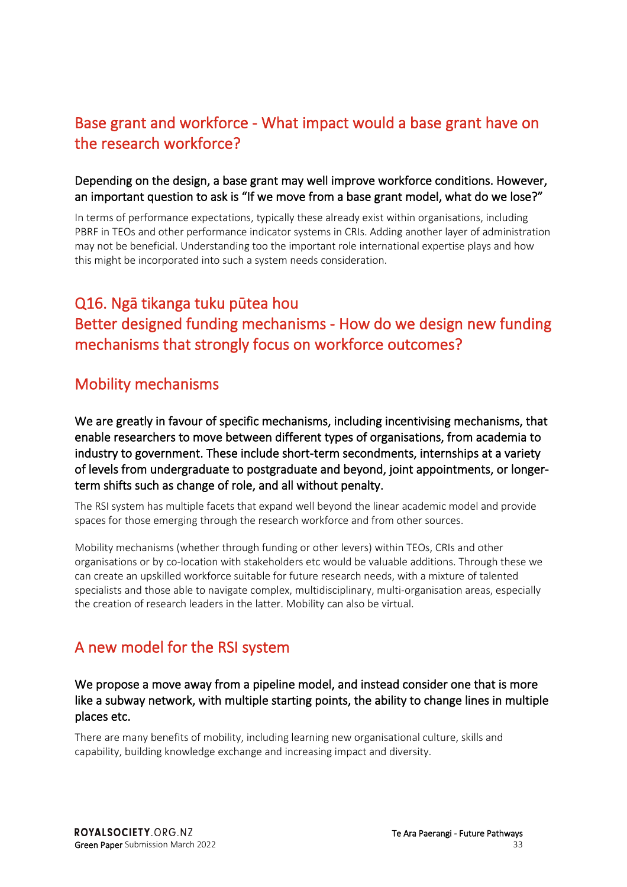## Base grant and workforce - What impact would a base grant have on the research workforce?

**Depending on the design, a base grant may well improve workforce conditions. However, an important question to ask is "If we move from a base grant model, what do we lose?"**

In terms of performance expectations, typically these already exist within organisations, including PBRF in TEOs and other performance indicator systems in CRIs. Adding another layer of administration may not be beneficial. Understanding too the important role international expertise plays and how this might be incorporated into such a system needs consideration.

## Q16. Ngā tikanga tuku pūtea hou
## Better designed funding mechanisms - How do we design new funding mechanisms that strongly focus on workforce outcomes?

## Mobility mechanisms

**We are greatly in favour of specific mechanisms, including incentivising mechanisms, that enable researchers to move between different types of organisations, from academia to industry to government. These include short-term secondments, internships at a variety of levels from undergraduate to postgraduate and beyond, joint appointments, or longer-term shifts such as change of role, and all without penalty.**

The RSI system has multiple facets that expand well beyond the linear academic model and provide spaces for those emerging through the research workforce and from other sources.

Mobility mechanisms (whether through funding or other levers) within TEOs, CRIs and other organisations or by co-location with stakeholders etc would be valuable additions. Through these we can create an upskilled workforce suitable for future research needs, with a mixture of talented specialists and those able to navigate complex, multidisciplinary, multi-organisation areas, especially the creation of research leaders in the latter. Mobility can also be virtual.

## A new model for the RSI system

**We propose a move away from a pipeline model, and instead consider one that is more like a subway network, with multiple starting points, the ability to change lines in multiple places etc.**

There are many benefits of mobility, including learning new organisational culture, skills and capability, building knowledge exchange and increasing impact and diversity.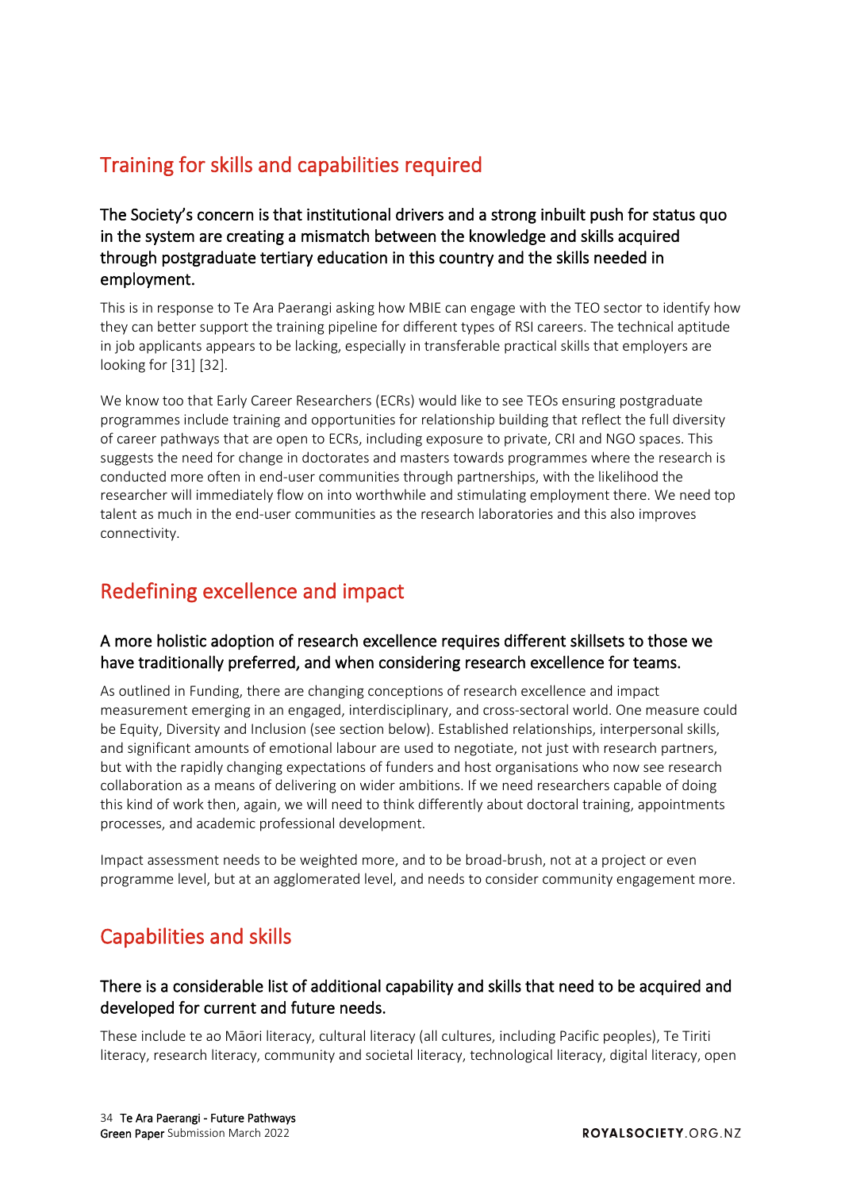## Training for skills and capabilities required

### The Society's concern is that institutional drivers and a strong inbuilt push for status quo in the system are creating a mismatch between the knowledge and skills acquired through postgraduate tertiary education in this country and the skills needed in employment.

This is in response to Te Ara Paerangi asking how MBIE can engage with the TEO sector to identify how they can better support the training pipeline for different types of RSI careers. The technical aptitude in job applicants appears to be lacking, especially in transferable practical skills that employers are looking for [31] [32].

We know too that Early Career Researchers (ECRs) would like to see TEOs ensuring postgraduate programmes include training and opportunities for relationship building that reflect the full diversity of career pathways that are open to ECRs, including exposure to private, CRI and NGO spaces. This suggests the need for change in doctorates and masters towards programmes where the research is conducted more often in end-user communities through partnerships, with the likelihood the researcher will immediately flow on into worthwhile and stimulating employment there. We need top talent as much in the end-user communities as the research laboratories and this also improves connectivity.

## Redefining excellence and impact

### A more holistic adoption of research excellence requires different skillsets to those we have traditionally preferred, and when considering research excellence for teams.

As outlined in Funding, there are changing conceptions of research excellence and impact measurement emerging in an engaged, interdisciplinary, and cross-sectoral world. One measure could be Equity, Diversity and Inclusion (see section below). Established relationships, interpersonal skills, and significant amounts of emotional labour are used to negotiate, not just with research partners, but with the rapidly changing expectations of funders and host organisations who now see research collaboration as a means of delivering on wider ambitions. If we need researchers capable of doing this kind of work then, again, we will need to think differently about doctoral training, appointments processes, and academic professional development.

Impact assessment needs to be weighted more, and to be broad-brush, not at a project or even programme level, but at an agglomerated level, and needs to consider community engagement more.

## Capabilities and skills

### There is a considerable list of additional capability and skills that need to be acquired and developed for current and future needs.

These include te ao Māori literacy, cultural literacy (all cultures, including Pacific peoples), Te Tiriti literacy, research literacy, community and societal literacy, technological literacy, digital literacy, open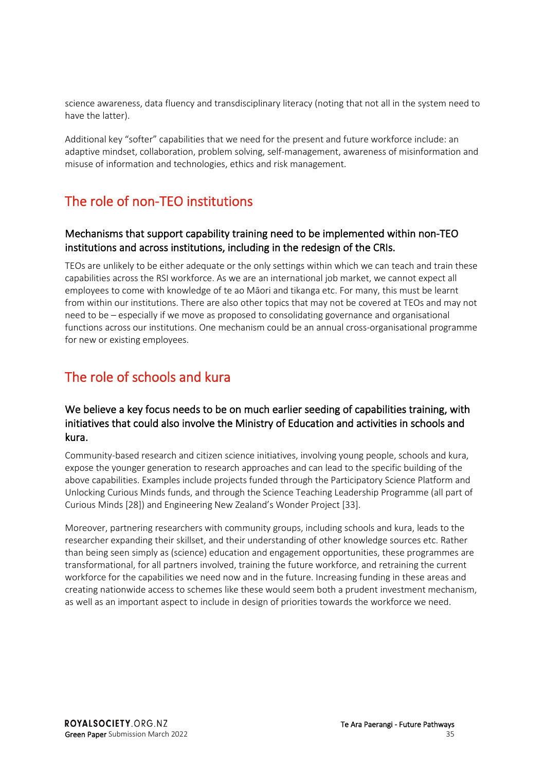science awareness, data fluency and transdisciplinary literacy (noting that not all in the system need to have the latter).

Additional key "softer" capabilities that we need for the present and future workforce include: an adaptive mindset, collaboration, problem solving, self-management, awareness of misinformation and misuse of information and technologies, ethics and risk management.

## The role of non-TEO institutions

### Mechanisms that support capability training need to be implemented within non-TEO institutions and across institutions, including in the redesign of the CRIs.

TEOs are unlikely to be either adequate or the only settings within which we can teach and train these capabilities across the RSI workforce. As we are an international job market, we cannot expect all employees to come with knowledge of te ao Māori and tikanga etc. For many, this must be learnt from within our institutions. There are also other topics that may not be covered at TEOs and may not need to be – especially if we move as proposed to consolidating governance and organisational functions across our institutions. One mechanism could be an annual cross-organisational programme for new or existing employees.

## The role of schools and kura

### We believe a key focus needs to be on much earlier seeding of capabilities training, with initiatives that could also involve the Ministry of Education and activities in schools and kura.

Community-based research and citizen science initiatives, involving young people, schools and kura, expose the younger generation to research approaches and can lead to the specific building of the above capabilities. Examples include projects funded through the Participatory Science Platform and Unlocking Curious Minds funds, and through the Science Teaching Leadership Programme (all part of Curious Minds [28]) and Engineering New Zealand's Wonder Project [33].

Moreover, partnering researchers with community groups, including schools and kura, leads to the researcher expanding their skillset, and their understanding of other knowledge sources etc. Rather than being seen simply as (science) education and engagement opportunities, these programmes are transformational, for all partners involved, training the future workforce, and retraining the current workforce for the capabilities we need now and in the future. Increasing funding in these areas and creating nationwide access to schemes like these would seem both a prudent investment mechanism, as well as an important aspect to include in design of priorities towards the workforce we need.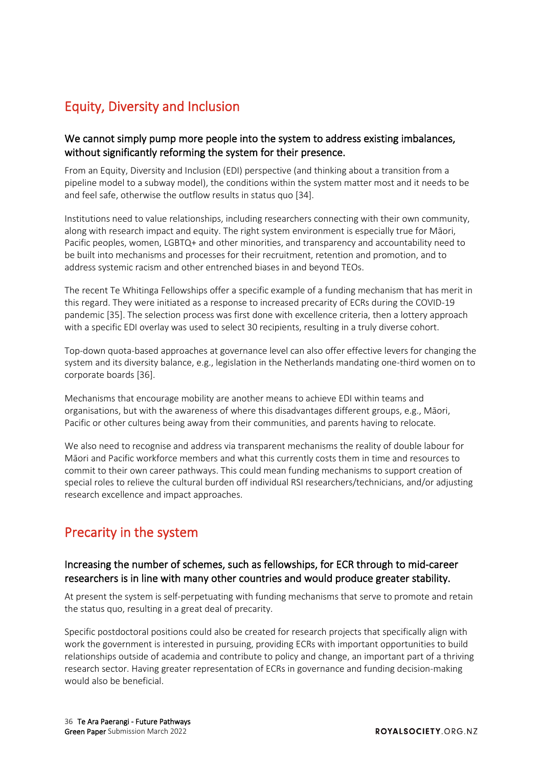## Equity, Diversity and Inclusion

### We cannot simply pump more people into the system to address existing imbalances, without significantly reforming the system for their presence.

From an Equity, Diversity and Inclusion (EDI) perspective (and thinking about a transition from a pipeline model to a subway model), the conditions within the system matter most and it needs to be and feel safe, otherwise the outflow results in status quo [34].

Institutions need to value relationships, including researchers connecting with their own community, along with research impact and equity. The right system environment is especially true for Māori, Pacific peoples, women, LGBTQ+ and other minorities, and transparency and accountability need to be built into mechanisms and processes for their recruitment, retention and promotion, and to address systemic racism and other entrenched biases in and beyond TEOs.

The recent Te Whitinga Fellowships offer a specific example of a funding mechanism that has merit in this regard. They were initiated as a response to increased precarity of ECRs during the COVID-19 pandemic [35]. The selection process was first done with excellence criteria, then a lottery approach with a specific EDI overlay was used to select 30 recipients, resulting in a truly diverse cohort.

Top-down quota-based approaches at governance level can also offer effective levers for changing the system and its diversity balance, e.g., legislation in the Netherlands mandating one-third women on to corporate boards [36].

Mechanisms that encourage mobility are another means to achieve EDI within teams and organisations, but with the awareness of where this disadvantages different groups, e.g., Māori, Pacific or other cultures being away from their communities, and parents having to relocate.

We also need to recognise and address via transparent mechanisms the reality of double labour for Māori and Pacific workforce members and what this currently costs them in time and resources to commit to their own career pathways. This could mean funding mechanisms to support creation of special roles to relieve the cultural burden off individual RSI researchers/technicians, and/or adjusting research excellence and impact approaches.

## Precarity in the system

### Increasing the number of schemes, such as fellowships, for ECR through to mid-career researchers is in line with many other countries and would produce greater stability.

At present the system is self-perpetuating with funding mechanisms that serve to promote and retain the status quo, resulting in a great deal of precarity.

Specific postdoctoral positions could also be created for research projects that specifically align with work the government is interested in pursuing, providing ECRs with important opportunities to build relationships outside of academia and contribute to policy and change, an important part of a thriving research sector. Having greater representation of ECRs in governance and funding decision-making would also be beneficial.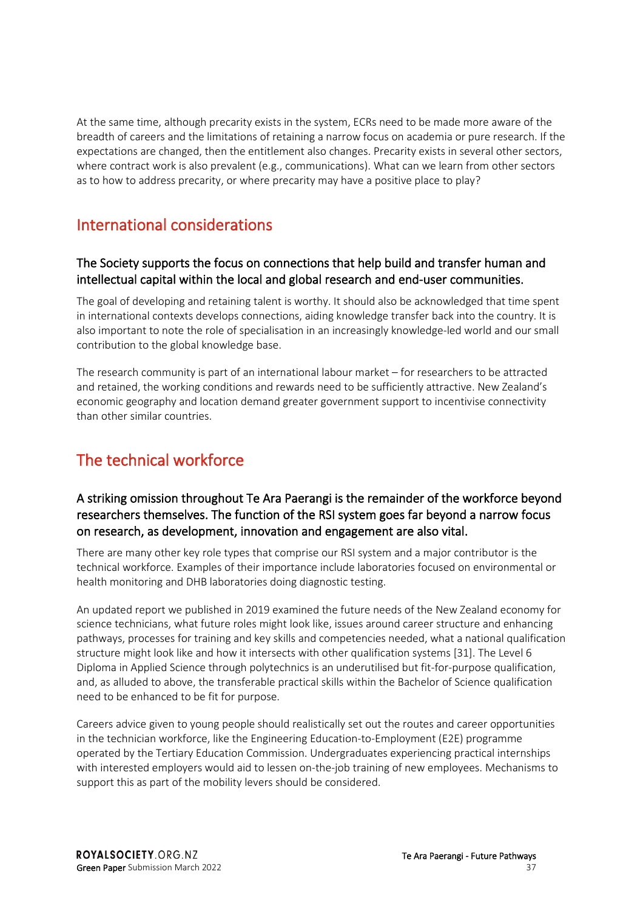At the same time, although precarity exists in the system, ECRs need to be made more aware of the breadth of careers and the limitations of retaining a narrow focus on academia or pure research. If the expectations are changed, then the entitlement also changes. Precarity exists in several other sectors, where contract work is also prevalent (e.g., communications). What can we learn from other sectors as to how to address precarity, or where precarity may have a positive place to play?

## International considerations

### The Society supports the focus on connections that help build and transfer human and intellectual capital within the local and global research and end-user communities.

The goal of developing and retaining talent is worthy. It should also be acknowledged that time spent in international contexts develops connections, aiding knowledge transfer back into the country. It is also important to note the role of specialisation in an increasingly knowledge-led world and our small contribution to the global knowledge base.

The research community is part of an international labour market – for researchers to be attracted and retained, the working conditions and rewards need to be sufficiently attractive. New Zealand's economic geography and location demand greater government support to incentivise connectivity than other similar countries.

## The technical workforce

### A striking omission throughout Te Ara Paerangi is the remainder of the workforce beyond researchers themselves. The function of the RSI system goes far beyond a narrow focus on research, as development, innovation and engagement are also vital.

There are many other key role types that comprise our RSI system and a major contributor is the technical workforce. Examples of their importance include laboratories focused on environmental or health monitoring and DHB laboratories doing diagnostic testing.

An updated report we published in 2019 examined the future needs of the New Zealand economy for science technicians, what future roles might look like, issues around career structure and enhancing pathways, processes for training and key skills and competencies needed, what a national qualification structure might look like and how it intersects with other qualification systems [31]. The Level 6 Diploma in Applied Science through polytechnics is an underutilised but fit-for-purpose qualification, and, as alluded to above, the transferable practical skills within the Bachelor of Science qualification need to be enhanced to be fit for purpose.

Careers advice given to young people should realistically set out the routes and career opportunities in the technician workforce, like the Engineering Education-to-Employment (E2E) programme operated by the Tertiary Education Commission. Undergraduates experiencing practical internships with interested employers would aid to lessen on-the-job training of new employees. Mechanisms to support this as part of the mobility levers should be considered.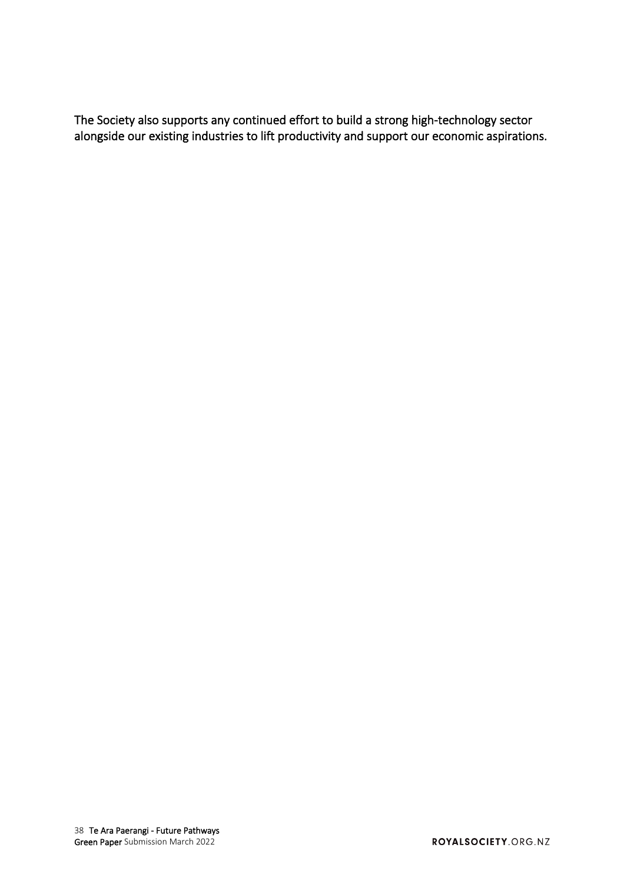The Society also supports any continued effort to build a strong high-technology sector alongside our existing industries to lift productivity and support our economic aspirations.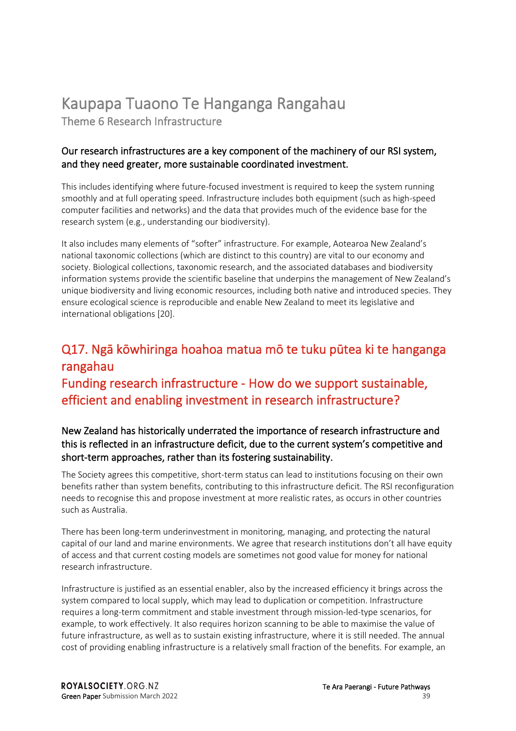# Kaupapa Tuaono Te Hanganga Rangahau

Theme 6 Research Infrastructure

### Our research infrastructures are a key component of the machinery of our RSI system, and they need greater, more sustainable coordinated investment.

This includes identifying where future-focused investment is required to keep the system running smoothly and at full operating speed. Infrastructure includes both equipment (such as high-speed computer facilities and networks) and the data that provides much of the evidence base for the research system (e.g., understanding our biodiversity).

It also includes many elements of "softer" infrastructure. For example, Aotearoa New Zealand's national taxonomic collections (which are distinct to this country) are vital to our economy and society. Biological collections, taxonomic research, and the associated databases and biodiversity information systems provide the scientific baseline that underpins the management of New Zealand's unique biodiversity and living economic resources, including both native and introduced species. They ensure ecological science is reproducible and enable New Zealand to meet its legislative and international obligations [20].

## Q17. Ngā kōwhiringa hoahoa matua mō te tuku pūtea ki te hanganga rangahau Funding research infrastructure - How do we support sustainable, efficient and enabling investment in research infrastructure?

### New Zealand has historically underrated the importance of research infrastructure and this is reflected in an infrastructure deficit, due to the current system's competitive and short-term approaches, rather than its fostering sustainability.

The Society agrees this competitive, short-term status can lead to institutions focusing on their own benefits rather than system benefits, contributing to this infrastructure deficit. The RSI reconfiguration needs to recognise this and propose investment at more realistic rates, as occurs in other countries such as Australia.

There has been long-term underinvestment in monitoring, managing, and protecting the natural capital of our land and marine environments. We agree that research institutions don't all have equity of access and that current costing models are sometimes not good value for money for national research infrastructure.

Infrastructure is justified as an essential enabler, also by the increased efficiency it brings across the system compared to local supply, which may lead to duplication or competition. Infrastructure requires a long-term commitment and stable investment through mission-led-type scenarios, for example, to work effectively. It also requires horizon scanning to be able to maximise the value of future infrastructure, as well as to sustain existing infrastructure, where it is still needed. The annual cost of providing enabling infrastructure is a relatively small fraction of the benefits. For example, an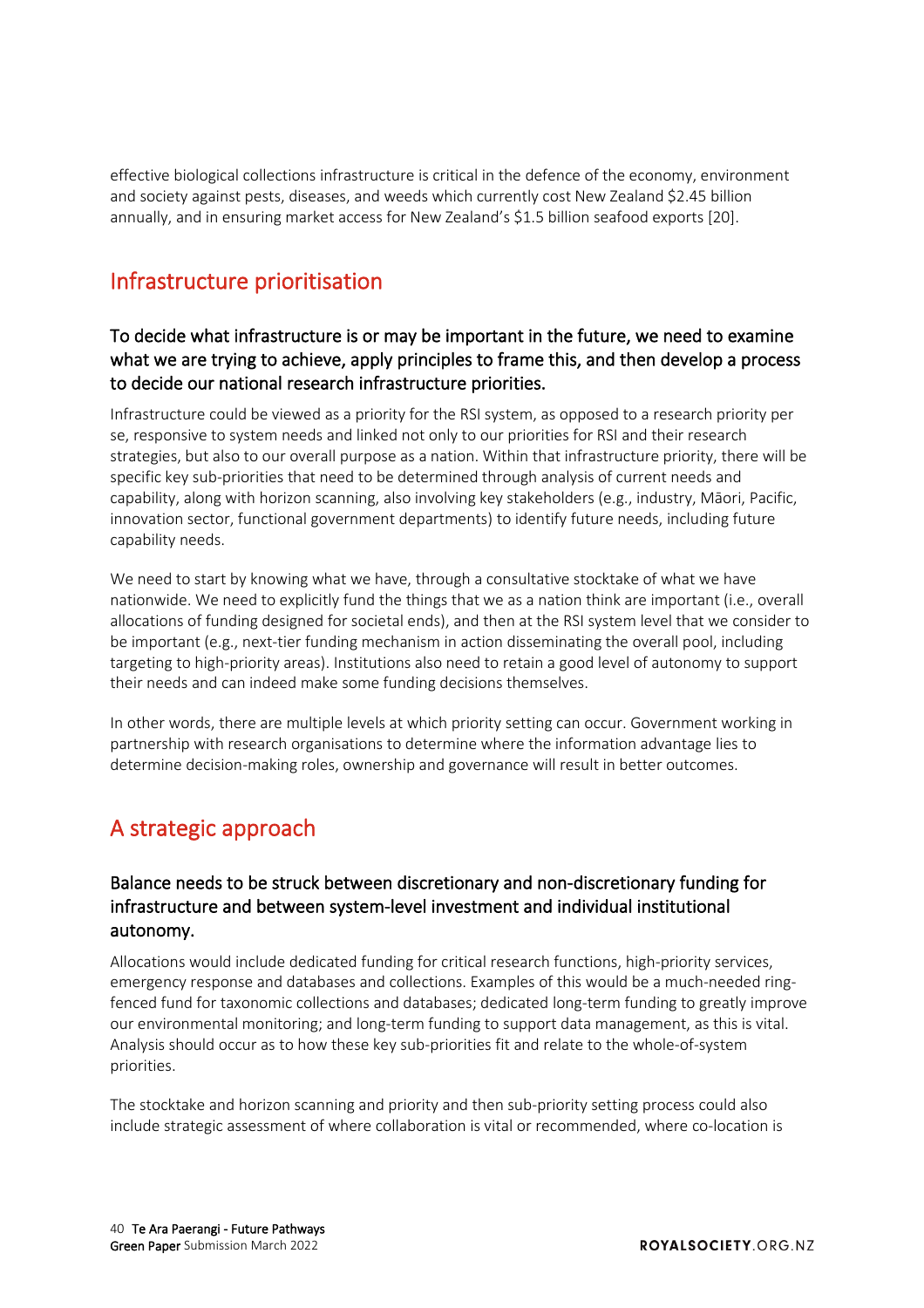effective biological collections infrastructure is critical in the defence of the economy, environment and society against pests, diseases, and weeds which currently cost New Zealand $2.45 billion annually, and in ensuring market access for New Zealand's $1.5 billion seafood exports [20].

## Infrastructure prioritisation

### To decide what infrastructure is or may be important in the future, we need to examine what we are trying to achieve, apply principles to frame this, and then develop a process to decide our national research infrastructure priorities.

Infrastructure could be viewed as a priority for the RSI system, as opposed to a research priority per se, responsive to system needs and linked not only to our priorities for RSI and their research strategies, but also to our overall purpose as a nation. Within that infrastructure priority, there will be specific key sub-priorities that need to be determined through analysis of current needs and capability, along with horizon scanning, also involving key stakeholders (e.g., industry, Māori, Pacific, innovation sector, functional government departments) to identify future needs, including future capability needs.

We need to start by knowing what we have, through a consultative stocktake of what we have nationwide. We need to explicitly fund the things that we as a nation think are important (i.e., overall allocations of funding designed for societal ends), and then at the RSI system level that we consider to be important (e.g., next-tier funding mechanism in action disseminating the overall pool, including targeting to high-priority areas). Institutions also need to retain a good level of autonomy to support their needs and can indeed make some funding decisions themselves.

In other words, there are multiple levels at which priority setting can occur. Government working in partnership with research organisations to determine where the information advantage lies to determine decision-making roles, ownership and governance will result in better outcomes.

## A strategic approach

### Balance needs to be struck between discretionary and non-discretionary funding for infrastructure and between system-level investment and individual institutional autonomy.

Allocations would include dedicated funding for critical research functions, high-priority services, emergency response and databases and collections. Examples of this would be a much-needed ring-fenced fund for taxonomic collections and databases; dedicated long-term funding to greatly improve our environmental monitoring; and long-term funding to support data management, as this is vital. Analysis should occur as to how these key sub-priorities fit and relate to the whole-of-system priorities.

The stocktake and horizon scanning and priority and then sub-priority setting process could also include strategic assessment of where collaboration is vital or recommended, where co-location is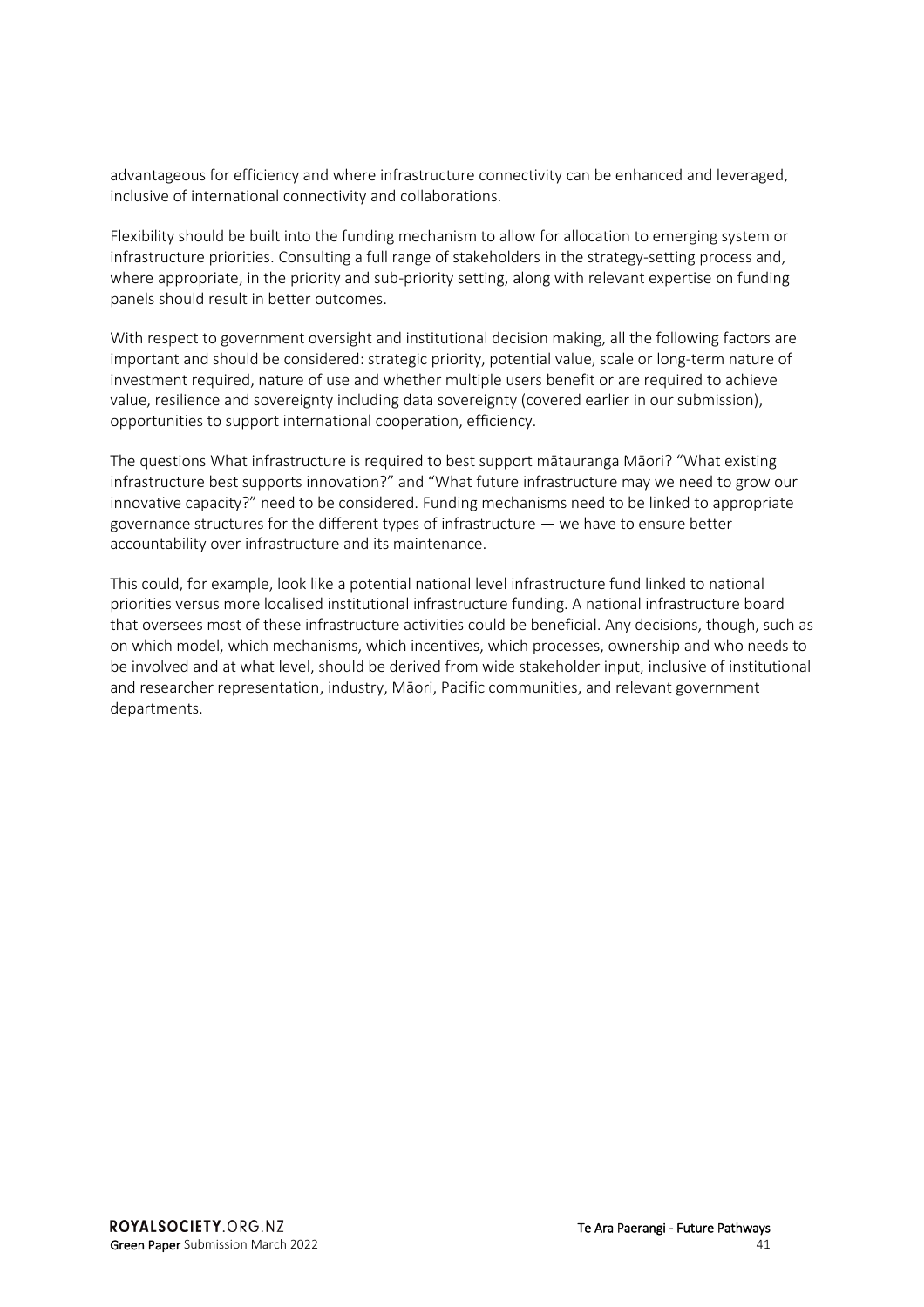advantageous for efficiency and where infrastructure connectivity can be enhanced and leveraged, inclusive of international connectivity and collaborations.

Flexibility should be built into the funding mechanism to allow for allocation to emerging system or infrastructure priorities. Consulting a full range of stakeholders in the strategy-setting process and, where appropriate, in the priority and sub-priority setting, along with relevant expertise on funding panels should result in better outcomes.

With respect to government oversight and institutional decision making, all the following factors are important and should be considered: strategic priority, potential value, scale or long-term nature of investment required, nature of use and whether multiple users benefit or are required to achieve value, resilience and sovereignty including data sovereignty (covered earlier in our submission), opportunities to support international cooperation, efficiency.

The questions What infrastructure is required to best support mātauranga Māori? "What existing infrastructure best supports innovation?" and "What future infrastructure may we need to grow our innovative capacity?" need to be considered. Funding mechanisms need to be linked to appropriate governance structures for the different types of infrastructure — we have to ensure better accountability over infrastructure and its maintenance.

This could, for example, look like a potential national level infrastructure fund linked to national priorities versus more localised institutional infrastructure funding. A national infrastructure board that oversees most of these infrastructure activities could be beneficial. Any decisions, though, such as on which model, which mechanisms, which incentives, which processes, ownership and who needs to be involved and at what level, should be derived from wide stakeholder input, inclusive of institutional and researcher representation, industry, Māori, Pacific communities, and relevant government departments.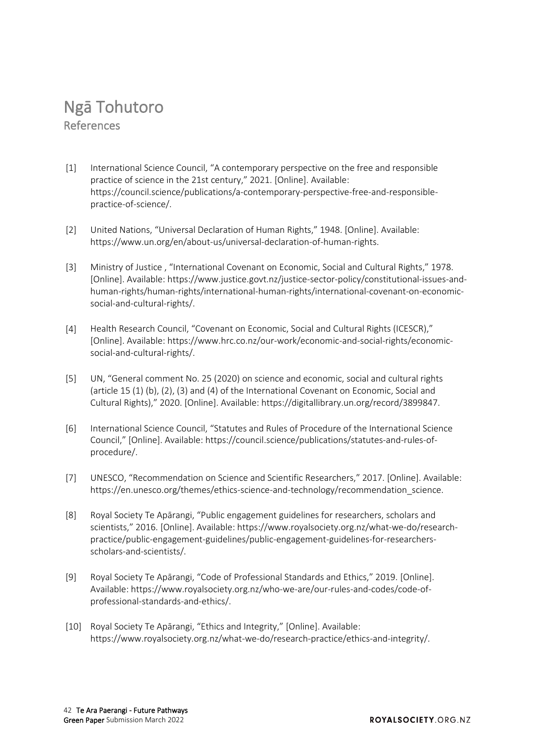# Ngā Tohutoro

## References

[1] International Science Council, "A contemporary perspective on the free and responsible practice of science in the 21st century," 2021. [Online]. Available: https://council.science/publications/a-contemporary-perspective-free-and-responsible-practice-of-science/.

[2] United Nations, "Universal Declaration of Human Rights," 1948. [Online]. Available: https://www.un.org/en/about-us/universal-declaration-of-human-rights.

[3] Ministry of Justice , "International Covenant on Economic, Social and Cultural Rights," 1978. [Online]. Available: https://www.justice.govt.nz/justice-sector-policy/constitutional-issues-and-human-rights/human-rights/international-human-rights/international-covenant-on-economic-social-and-cultural-rights/.

[4] Health Research Council, "Covenant on Economic, Social and Cultural Rights (ICESCR)," [Online]. Available: https://www.hrc.co.nz/our-work/economic-and-social-rights/economic-social-and-cultural-rights/.

[5] UN, "General comment No. 25 (2020) on science and economic, social and cultural rights (article 15 (1) (b), (2), (3) and (4) of the International Covenant on Economic, Social and Cultural Rights)," 2020. [Online]. Available: https://digitallibrary.un.org/record/3899847.

[6] International Science Council, "Statutes and Rules of Procedure of the International Science Council," [Online]. Available: https://council.science/publications/statutes-and-rules-of-procedure/.

[7] UNESCO, "Recommendation on Science and Scientific Researchers," 2017. [Online]. Available: https://en.unesco.org/themes/ethics-science-and-technology/recommendation_science.

[8] Royal Society Te Apārangi, "Public engagement guidelines for researchers, scholars and scientists," 2016. [Online]. Available: https://www.royalsociety.org.nz/what-we-do/research-practice/public-engagement-guidelines/public-engagement-guidelines-for-researchers-scholars-and-scientists/.

[9] Royal Society Te Apārangi, "Code of Professional Standards and Ethics," 2019. [Online]. Available: https://www.royalsociety.org.nz/who-we-are/our-rules-and-codes/code-of-professional-standards-and-ethics/.

[10] Royal Society Te Apārangi, "Ethics and Integrity," [Online]. Available: https://www.royalsociety.org.nz/what-we-do/research-practice/ethics-and-integrity/.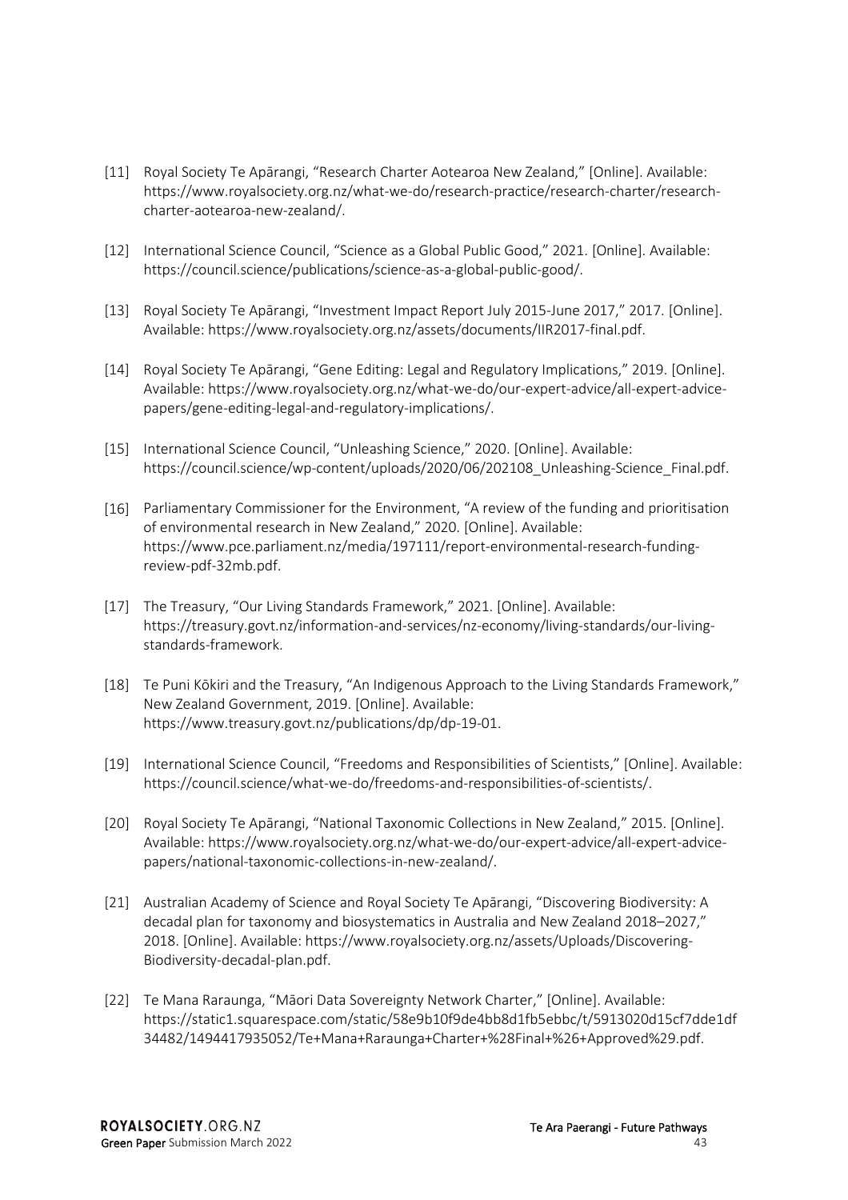[11] Royal Society Te Apārangi, "Research Charter Aotearoa New Zealand," [Online]. Available: https://www.royalsociety.org.nz/what-we-do/research-practice/research-charter/research-charter-aotearoa-new-zealand/.

[12] International Science Council, "Science as a Global Public Good," 2021. [Online]. Available: https://council.science/publications/science-as-a-global-public-good/.

[13] Royal Society Te Apārangi, "Investment Impact Report July 2015-June 2017," 2017. [Online]. Available: https://www.royalsociety.org.nz/assets/documents/IIR2017-final.pdf.

[14] Royal Society Te Apārangi, "Gene Editing: Legal and Regulatory Implications," 2019. [Online]. Available: https://www.royalsociety.org.nz/what-we-do/our-expert-advice/all-expert-advice-papers/gene-editing-legal-and-regulatory-implications/.

[15] International Science Council, "Unleashing Science," 2020. [Online]. Available: https://council.science/wp-content/uploads/2020/06/202108_Unleashing-Science_Final.pdf.

[16] Parliamentary Commissioner for the Environment, "A review of the funding and prioritisation of environmental research in New Zealand," 2020. [Online]. Available: https://www.pce.parliament.nz/media/197111/report-environmental-research-funding-review-pdf-32mb.pdf.

[17] The Treasury, "Our Living Standards Framework," 2021. [Online]. Available: https://treasury.govt.nz/information-and-services/nz-economy/living-standards/our-living-standards-framework.

[18] Te Puni Kōkiri and the Treasury, "An Indigenous Approach to the Living Standards Framework," New Zealand Government, 2019. [Online]. Available: https://www.treasury.govt.nz/publications/dp/dp-19-01.

[19] International Science Council, "Freedoms and Responsibilities of Scientists," [Online]. Available: https://council.science/what-we-do/freedoms-and-responsibilities-of-scientists/.

[20] Royal Society Te Apārangi, "National Taxonomic Collections in New Zealand," 2015. [Online]. Available: https://www.royalsociety.org.nz/what-we-do/our-expert-advice/all-expert-advice-papers/national-taxonomic-collections-in-new-zealand/.

[21] Australian Academy of Science and Royal Society Te Apārangi, "Discovering Biodiversity: A decadal plan for taxonomy and biosystematics in Australia and New Zealand 2018–2027," 2018. [Online]. Available: https://www.royalsociety.org.nz/assets/Uploads/Discovering-Biodiversity-decadal-plan.pdf.

[22] Te Mana Raraunga, "Māori Data Sovereignty Network Charter," [Online]. Available: https://static1.squarespace.com/static/58e9b10f9de4bb8d1fb5ebbc/t/5913020d15cf7dde1df34482/1494417935052/Te+Mana+Raraunga+Charter+%28Final+%26+Approved%29.pdf.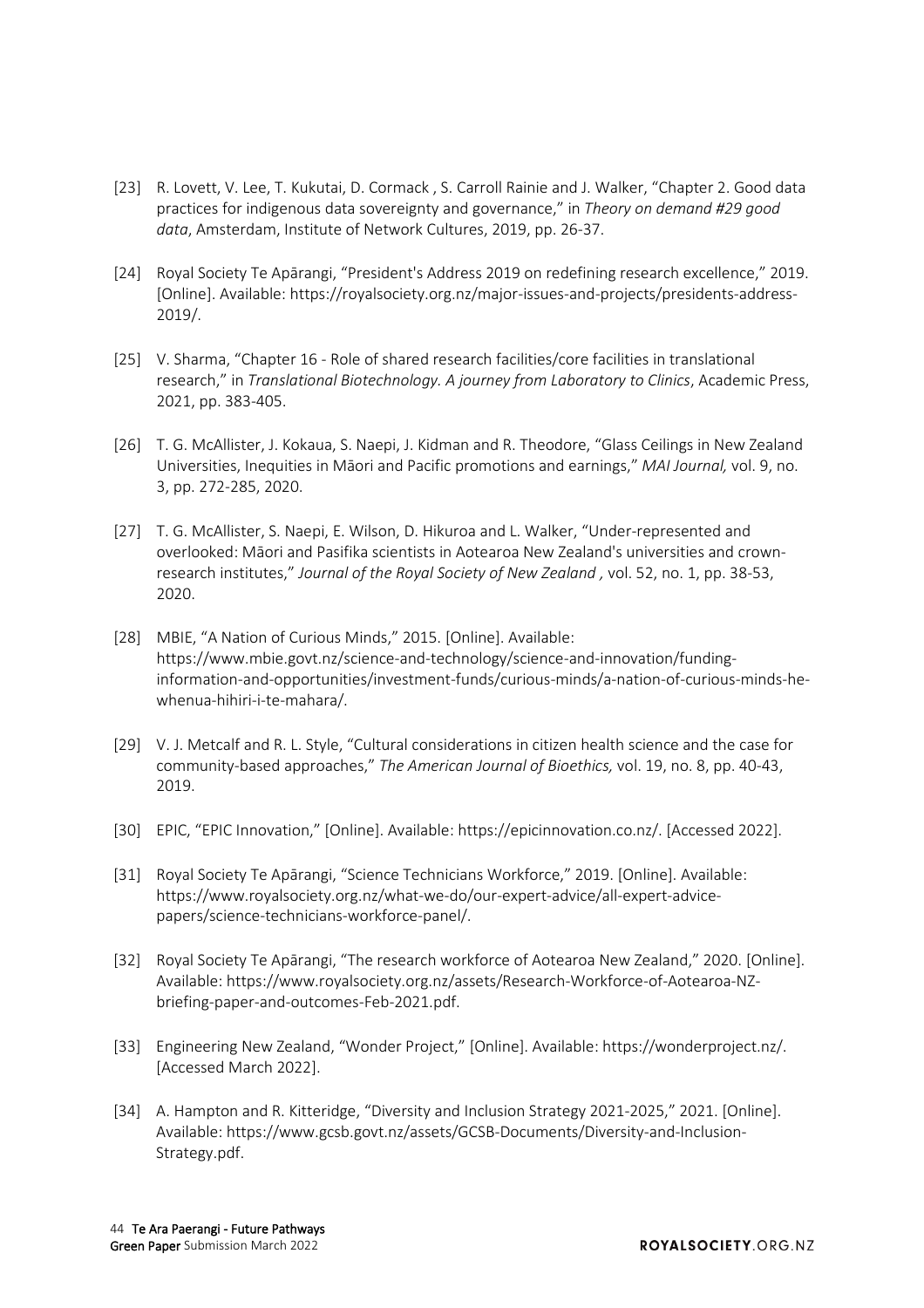[23] R. Lovett, V. Lee, T. Kukutai, D. Cormack , S. Carroll Rainie and J. Walker, "Chapter 2. Good data practices for indigenous data sovereignty and governance," in *Theory on demand #29 good data*, Amsterdam, Institute of Network Cultures, 2019, pp. 26-37.

[24] Royal Society Te Apārangi, "President's Address 2019 on redefining research excellence," 2019. [Online]. Available: https://royalsociety.org.nz/major-issues-and-projects/presidents-address-2019/.

[25] V. Sharma, "Chapter 16 - Role of shared research facilities/core facilities in translational research," in *Translational Biotechnology. A journey from Laboratory to Clinics*, Academic Press, 2021, pp. 383-405.

[26] T. G. McAllister, J. Kokaua, S. Naepi, J. Kidman and R. Theodore, "Glass Ceilings in New Zealand Universities, Inequities in Māori and Pacific promotions and earnings," *MAI Journal,* vol. 9, no. 3, pp. 272-285, 2020.

[27] T. G. McAllister, S. Naepi, E. Wilson, D. Hikuroa and L. Walker, "Under-represented and overlooked: Māori and Pasifika scientists in Aotearoa New Zealand's universities and crown-research institutes," *Journal of the Royal Society of New Zealand ,* vol. 52, no. 1, pp. 38-53, 2020.

[28] MBIE, "A Nation of Curious Minds," 2015. [Online]. Available: https://www.mbie.govt.nz/science-and-technology/science-and-innovation/funding-information-and-opportunities/investment-funds/curious-minds/a-nation-of-curious-minds-he-whenua-hihiri-i-te-mahara/.

[29] V. J. Metcalf and R. L. Style, "Cultural considerations in citizen health science and the case for community-based approaches," *The American Journal of Bioethics,* vol. 19, no. 8, pp. 40-43, 2019.

[30] EPIC, "EPIC Innovation," [Online]. Available: https://epicinnovation.co.nz/. [Accessed 2022].

[31] Royal Society Te Apārangi, "Science Technicians Workforce," 2019. [Online]. Available: https://www.royalsociety.org.nz/what-we-do/our-expert-advice/all-expert-advice-papers/science-technicians-workforce-panel/.

[32] Royal Society Te Apārangi, "The research workforce of Aotearoa New Zealand," 2020. [Online]. Available: https://www.royalsociety.org.nz/assets/Research-Workforce-of-Aotearoa-NZ-briefing-paper-and-outcomes-Feb-2021.pdf.

[33] Engineering New Zealand, "Wonder Project," [Online]. Available: https://wonderproject.nz/. [Accessed March 2022].

[34] A. Hampton and R. Kitteridge, "Diversity and Inclusion Strategy 2021-2025," 2021. [Online]. Available: https://www.gcsb.govt.nz/assets/GCSB-Documents/Diversity-and-Inclusion-Strategy.pdf.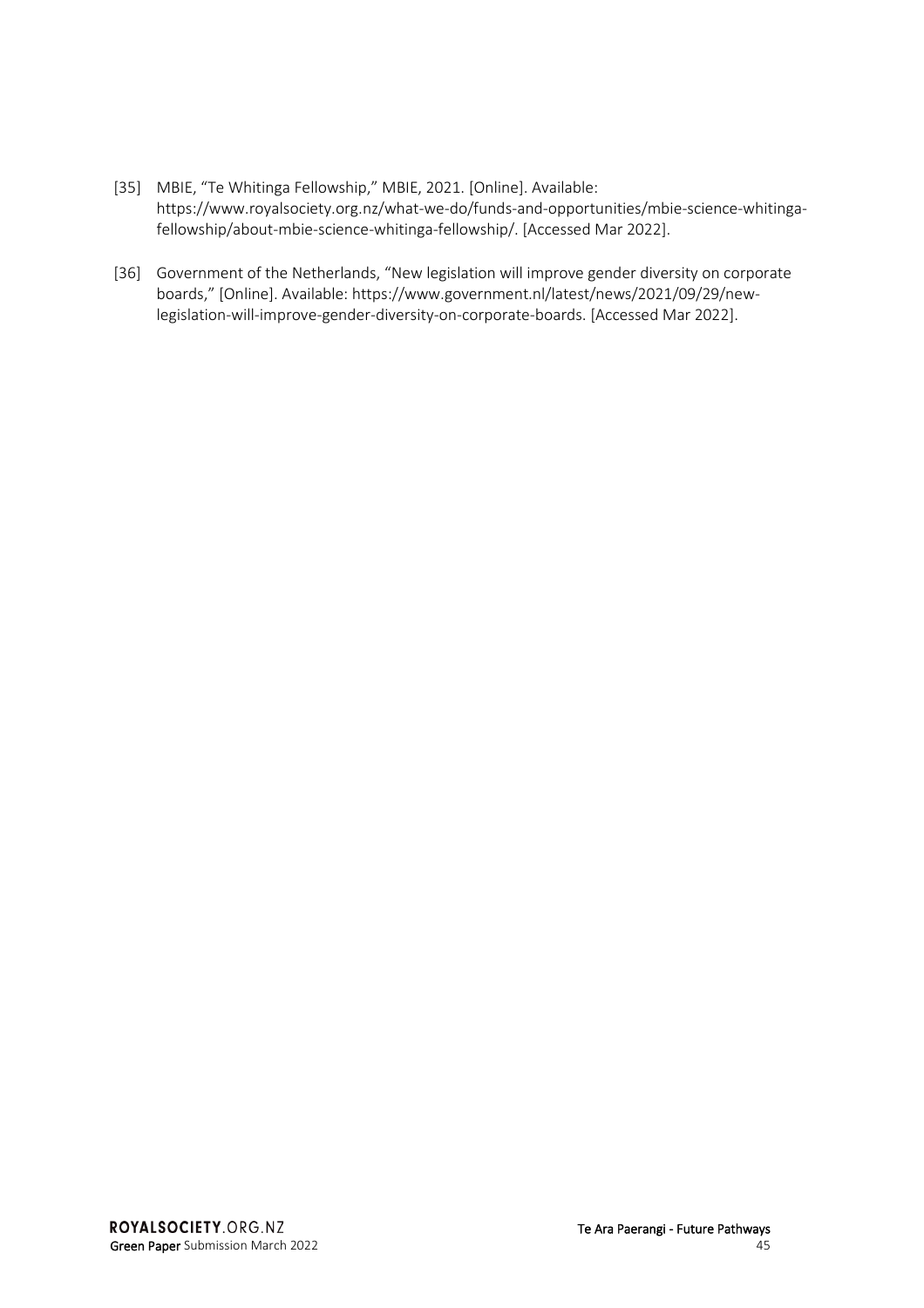[35] MBIE, "Te Whitinga Fellowship," MBIE, 2021. [Online]. Available: https://www.royalsociety.org.nz/what-we-do/funds-and-opportunities/mbie-science-whitinga-fellowship/about-mbie-science-whitinga-fellowship/. [Accessed Mar 2022].

[36] Government of the Netherlands, "New legislation will improve gender diversity on corporate boards," [Online]. Available: https://www.government.nl/latest/news/2021/09/29/new-legislation-will-improve-gender-diversity-on-corporate-boards. [Accessed Mar 2022].